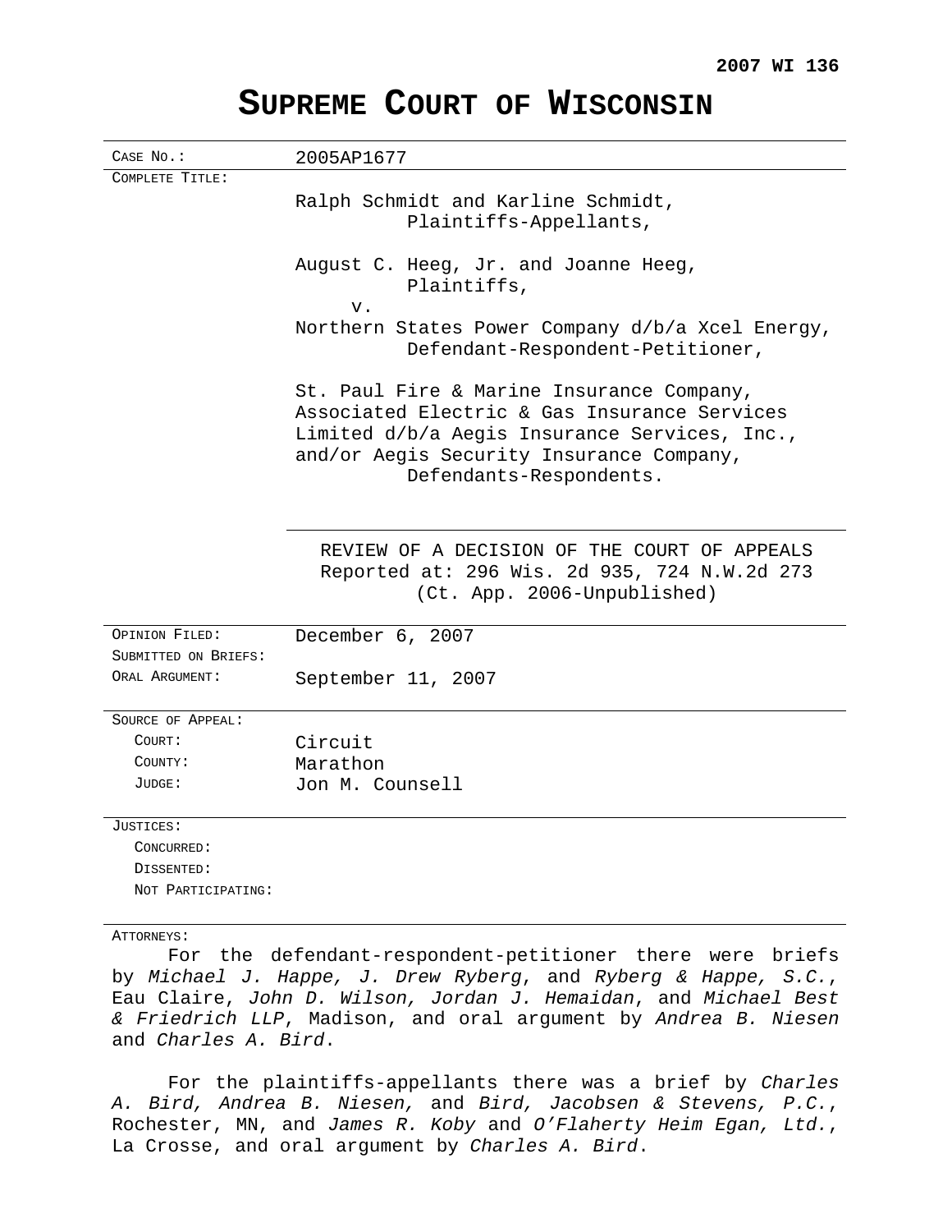**2007 WI 136**

# SUPREME COURT OF WISCONSIN

| | |
|---|---|
| CASE NO.: | 2005AP1677 |
| COMPLETE TITLE: | Ralph Schmidt and Karline Schmidt, Plaintiffs-Appellants, <br><br> August C. Heeg, Jr. and Joanne Heeg, Plaintiffs, <br> v. <br> Northern States Power Company d/b/a Xcel Energy, Defendant-Respondent-Petitioner, <br><br> St. Paul Fire & Marine Insurance Company, Associated Electric & Gas Insurance Services Limited d/b/a Aegis Insurance Services, Inc., and/or Aegis Security Insurance Company, Defendants-Respondents. |
| | REVIEW OF A DECISION OF THE COURT OF APPEALS <br> Reported at: 296 Wis. 2d 935, 724 N.W.2d 273 <br> (Ct. App. 2006-Unpublished) |
| OPINION FILED: | December 6, 2007 |
| SUBMITTED ON BRIEFS: | |
| ORAL ARGUMENT: | September 11, 2007 |
| SOURCE OF APPEAL: | |
| COURT: | Circuit |
| COUNTY: | Marathon |
| JUDGE: | Jon M. Counsell |
| JUSTICES: | |
| CONCURRED: | |
| DISSENTED: | |
| NOT PARTICIPATING: | |

ATTORNEYS:

For the defendant-respondent-petitioner there were briefs by *Michael J. Happe, J. Drew Ryberg*, and *Ryberg & Happe, S.C.*, Eau Claire, *John D. Wilson, Jordan J. Hemaidan*, and *Michael Best & Friedrich LLP*, Madison, and oral argument by *Andrea B. Niesen* and *Charles A. Bird*.

For the plaintiffs-appellants there was a brief by *Charles A. Bird, Andrea B. Niesen,* and *Bird, Jacobsen & Stevens, P.C.*, Rochester, MN, and *James R. Koby* and *O'Flaherty Heim Egan, Ltd.*, La Crosse, and oral argument by *Charles A. Bird*.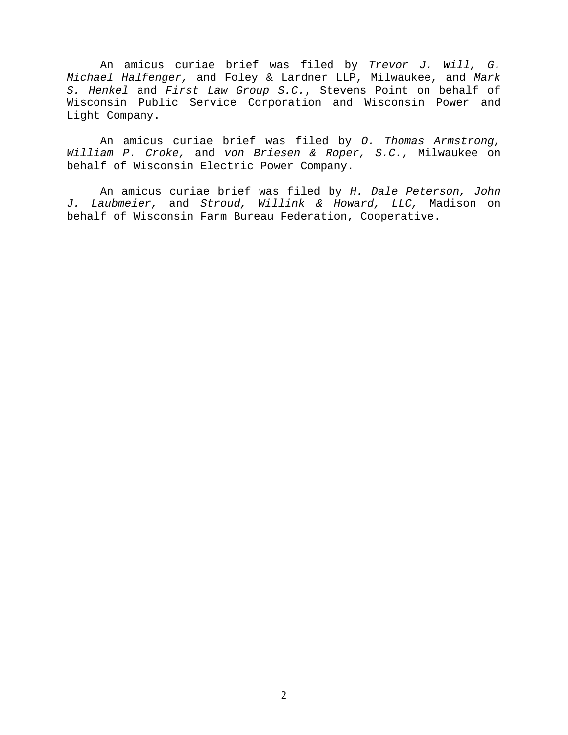An amicus curiae brief was filed by *Trevor J. Will, G. Michael Halfenger,* and Foley & Lardner LLP, Milwaukee, and *Mark S. Henkel* and *First Law Group S.C.*, Stevens Point on behalf of Wisconsin Public Service Corporation and Wisconsin Power and Light Company.

An amicus curiae brief was filed by *O. Thomas Armstrong, William P. Croke,* and *von Briesen & Roper, S.C.*, Milwaukee on behalf of Wisconsin Electric Power Company.

An amicus curiae brief was filed by *H. Dale Peterson, John J. Laubmeier,* and *Stroud, Willink & Howard, LLC,* Madison on behalf of Wisconsin Farm Bureau Federation, Cooperative.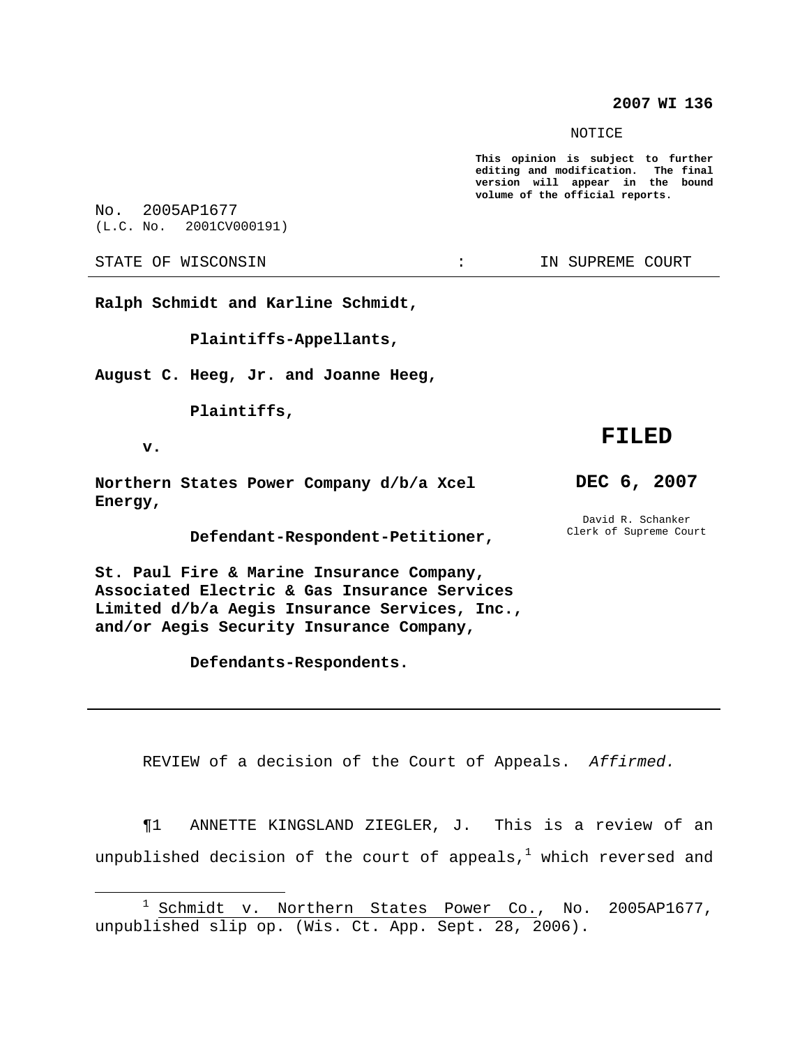**2007 WI 136**

NOTICE

**This opinion is subject to further editing and modification. The final version will appear in the bound volume of the official reports.**

No. 2005AP1677
(L.C. No. 2001CV000191)

STATE OF WISCONSIN : IN SUPREME COURT

**Ralph Schmidt and Karline Schmidt,**

**Plaintiffs-Appellants,**

**August C. Heeg, Jr. and Joanne Heeg,**

**Plaintiffs,**

**v.**

**Northern States Power Company d/b/a Xcel Energy,**

**Defendant-Respondent-Petitioner,**

**St. Paul Fire & Marine Insurance Company, Associated Electric & Gas Insurance Services Limited d/b/a Aegis Insurance Services, Inc., and/or Aegis Security Insurance Company,**

**Defendants-Respondents.**

**FILED**

**DEC 6, 2007**

David R. Schanker
Clerk of Supreme Court

---

REVIEW of a decision of the Court of Appeals. *Affirmed.*

¶1 ANNETTE KINGSLAND ZIEGLER, J. This is a review of an unpublished decision of the court of appeals,[1] which reversed and

---

[1] Schmidt v. Northern States Power Co., No. 2005AP1677, unpublished slip op. (Wis. Ct. App. Sept. 28, 2006).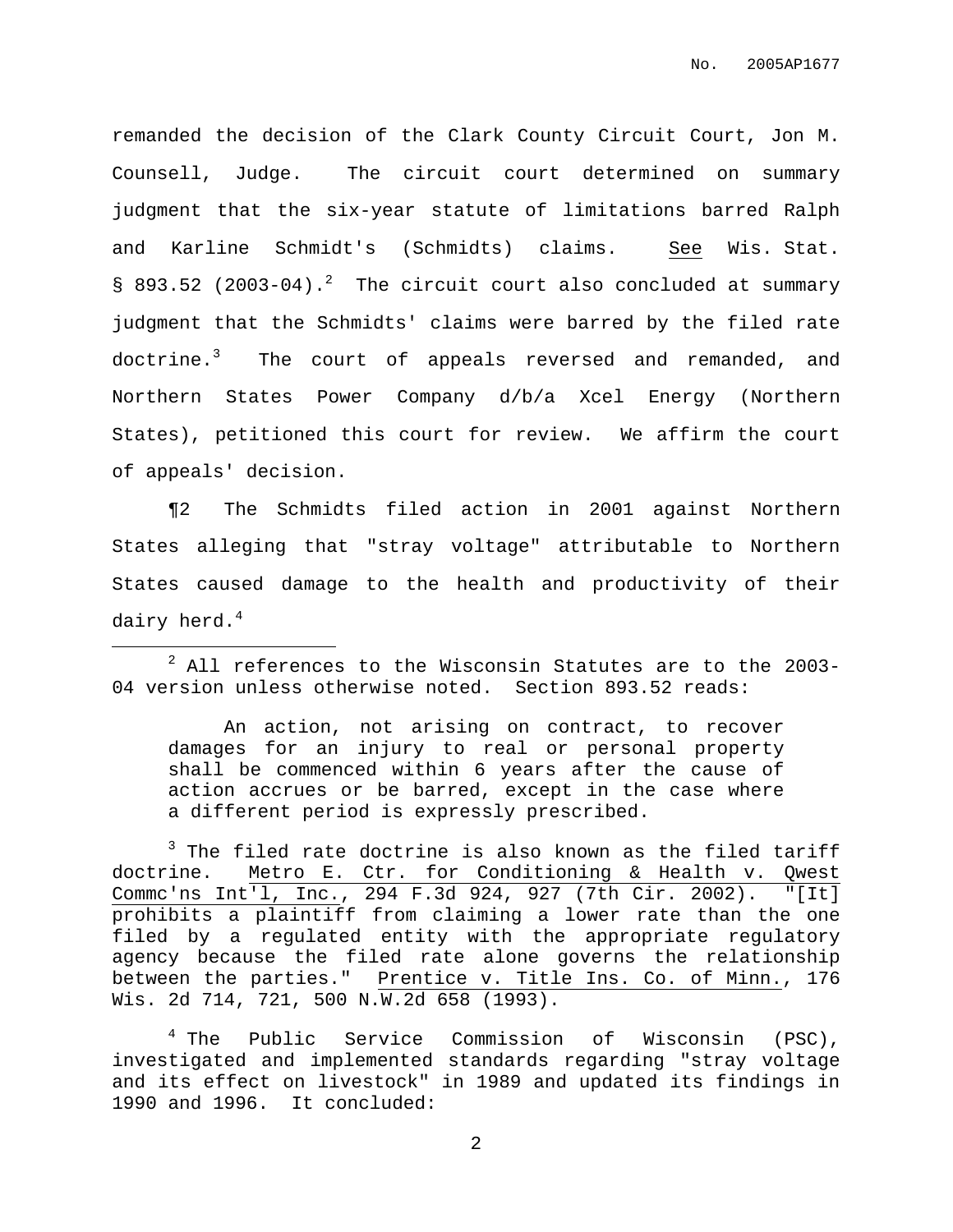remanded the decision of the Clark County Circuit Court, Jon M. Counsell, Judge. The circuit court determined on summary judgment that the six-year statute of limitations barred Ralph and Karline Schmidt's (Schmidts) claims. See Wis. Stat. § 893.52 (2003-04).[2] The circuit court also concluded at summary judgment that the Schmidts' claims were barred by the filed rate doctrine.[3] The court of appeals reversed and remanded, and Northern States Power Company d/b/a Xcel Energy (Northern States), petitioned this court for review. We affirm the court of appeals' decision.

¶2 The Schmidts filed action in 2001 against Northern States alleging that "stray voltage" attributable to Northern States caused damage to the health and productivity of their dairy herd.[4]

---

[2] All references to the Wisconsin Statutes are to the 2003-04 version unless otherwise noted. Section 893.52 reads:

> An action, not arising on contract, to recover damages for an injury to real or personal property shall be commenced within 6 years after the cause of action accrues or be barred, except in the case where a different period is expressly prescribed.

[3] The filed rate doctrine is also known as the filed tariff doctrine. Metro E. Ctr. for Conditioning & Health v. Qwest Commc'ns Int'l, Inc., 294 F.3d 924, 927 (7th Cir. 2002). "[It] prohibits a plaintiff from claiming a lower rate than the one filed by a regulated entity with the appropriate regulatory agency because the filed rate alone governs the relationship between the parties." Prentice v. Title Ins. Co. of Minn., 176 Wis. 2d 714, 721, 500 N.W.2d 658 (1993).

[4] The Public Service Commission of Wisconsin (PSC), investigated and implemented standards regarding "stray voltage and its effect on livestock" in 1989 and updated its findings in 1990 and 1996. It concluded: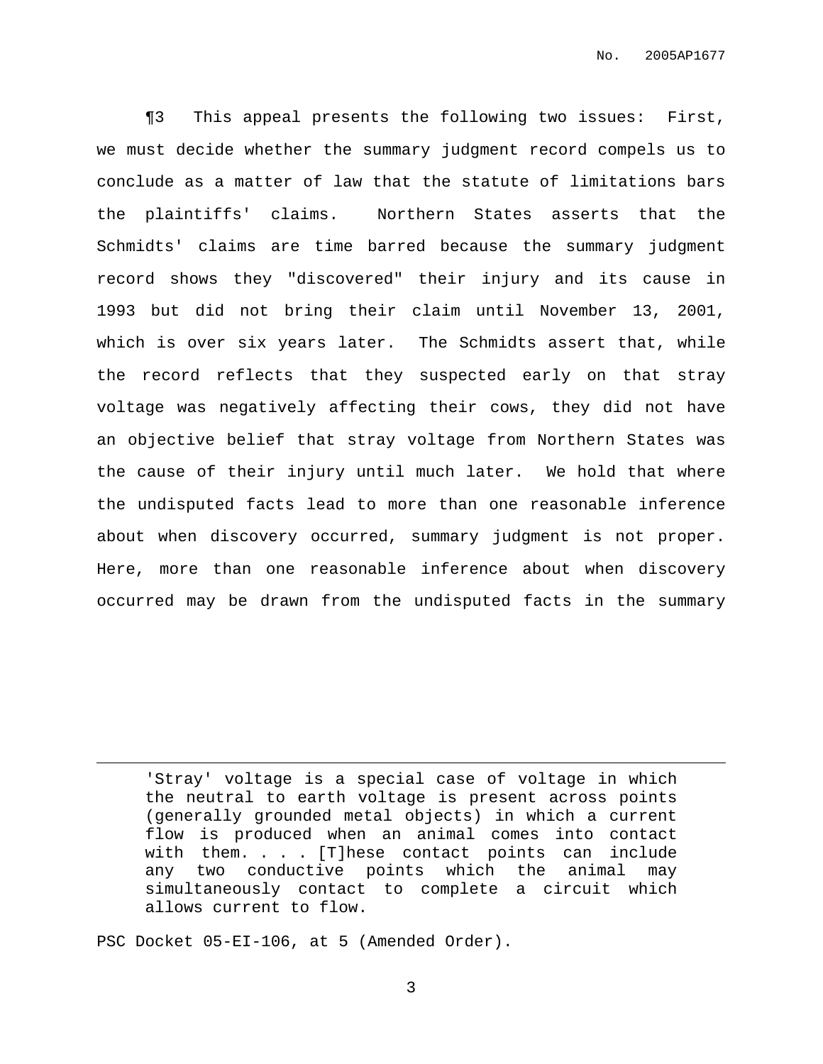¶3 This appeal presents the following two issues: First, we must decide whether the summary judgment record compels us to conclude as a matter of law that the statute of limitations bars the plaintiffs' claims. Northern States asserts that the Schmidts' claims are time barred because the summary judgment record shows they "discovered" their injury and its cause in 1993 but did not bring their claim until November 13, 2001, which is over six years later. The Schmidts assert that, while the record reflects that they suspected early on that stray voltage was negatively affecting their cows, they did not have an objective belief that stray voltage from Northern States was the cause of their injury until much later. We hold that where the undisputed facts lead to more than one reasonable inference about when discovery occurred, summary judgment is not proper. Here, more than one reasonable inference about when discovery occurred may be drawn from the undisputed facts in the summary

---

> 'Stray' voltage is a special case of voltage in which the neutral to earth voltage is present across points (generally grounded metal objects) in which a current flow is produced when an animal comes into contact with them. . . . [T]hese contact points can include any two conductive points which the animal may simultaneously contact to complete a circuit which allows current to flow.

PSC Docket 05-EI-106, at 5 (Amended Order).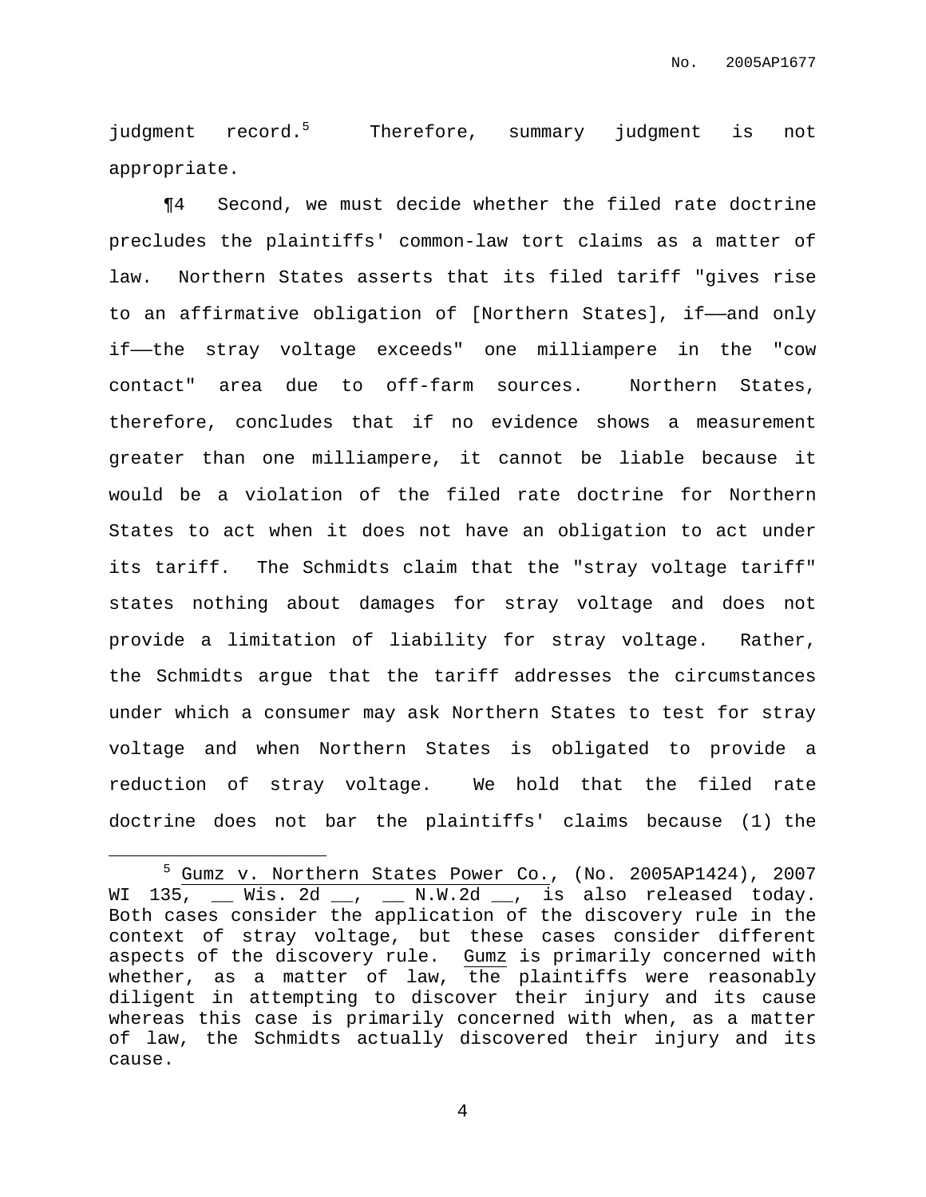judgment record.[5] Therefore, summary judgment is not appropriate.

¶4 Second, we must decide whether the filed rate doctrine precludes the plaintiffs' common-law tort claims as a matter of law. Northern States asserts that its filed tariff "gives rise to an affirmative obligation of [Northern States], if——and only if——the stray voltage exceeds" one milliampere in the "cow contact" area due to off-farm sources. Northern States, therefore, concludes that if no evidence shows a measurement greater than one milliampere, it cannot be liable because it would be a violation of the filed rate doctrine for Northern States to act when it does not have an obligation to act under its tariff. The Schmidts claim that the "stray voltage tariff" states nothing about damages for stray voltage and does not provide a limitation of liability for stray voltage. Rather, the Schmidts argue that the tariff addresses the circumstances under which a consumer may ask Northern States to test for stray voltage and when Northern States is obligated to provide a reduction of stray voltage. We hold that the filed rate doctrine does not bar the plaintiffs' claims because (1) the

---

[5] Gumz v. Northern States Power Co., (No. 2005AP1424), 2007 WI 135, __ Wis. 2d __, __ N.W.2d __, is also released today. Both cases consider the application of the discovery rule in the context of stray voltage, but these cases consider different aspects of the discovery rule. Gumz is primarily concerned with whether, as a matter of law, the plaintiffs were reasonably diligent in attempting to discover their injury and its cause whereas this case is primarily concerned with when, as a matter of law, the Schmidts actually discovered their injury and its cause.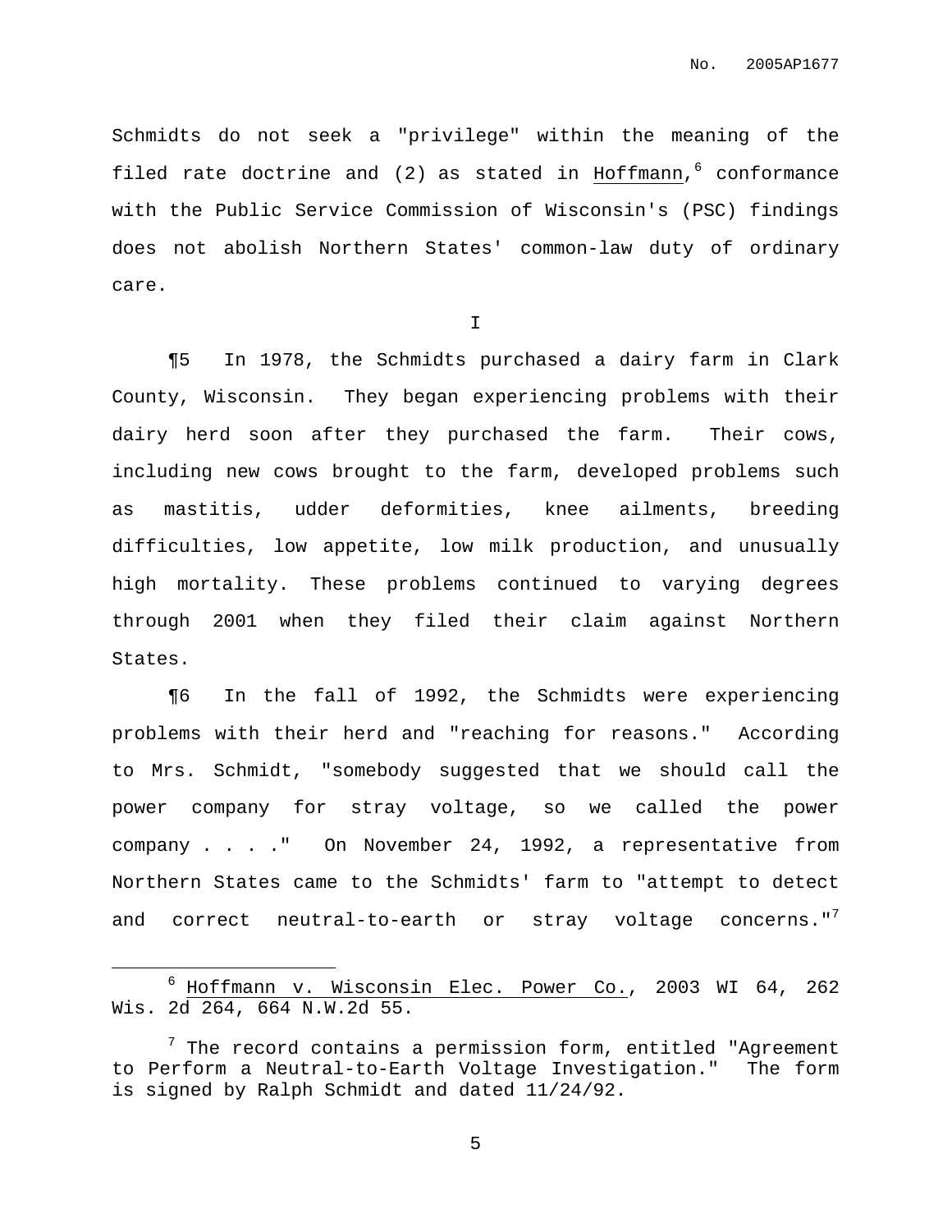Schmidts do not seek a "privilege" within the meaning of the filed rate doctrine and (2) as stated in Hoffmann,[6] conformance with the Public Service Commission of Wisconsin's (PSC) findings does not abolish Northern States' common-law duty of ordinary care.

I

¶5 In 1978, the Schmidts purchased a dairy farm in Clark County, Wisconsin. They began experiencing problems with their dairy herd soon after they purchased the farm. Their cows, including new cows brought to the farm, developed problems such as mastitis, udder deformities, knee ailments, breeding difficulties, low appetite, low milk production, and unusually high mortality. These problems continued to varying degrees through 2001 when they filed their claim against Northern States.

¶6 In the fall of 1992, the Schmidts were experiencing problems with their herd and "reaching for reasons." According to Mrs. Schmidt, "somebody suggested that we should call the power company for stray voltage, so we called the power company . . . ." On November 24, 1992, a representative from Northern States came to the Schmidts' farm to "attempt to detect and correct neutral-to-earth or stray voltage concerns."[7]

---

[6] Hoffmann v. Wisconsin Elec. Power Co., 2003 WI 64, 262 Wis. 2d 264, 664 N.W.2d 55.

[7] The record contains a permission form, entitled "Agreement to Perform a Neutral-to-Earth Voltage Investigation." The form is signed by Ralph Schmidt and dated 11/24/92.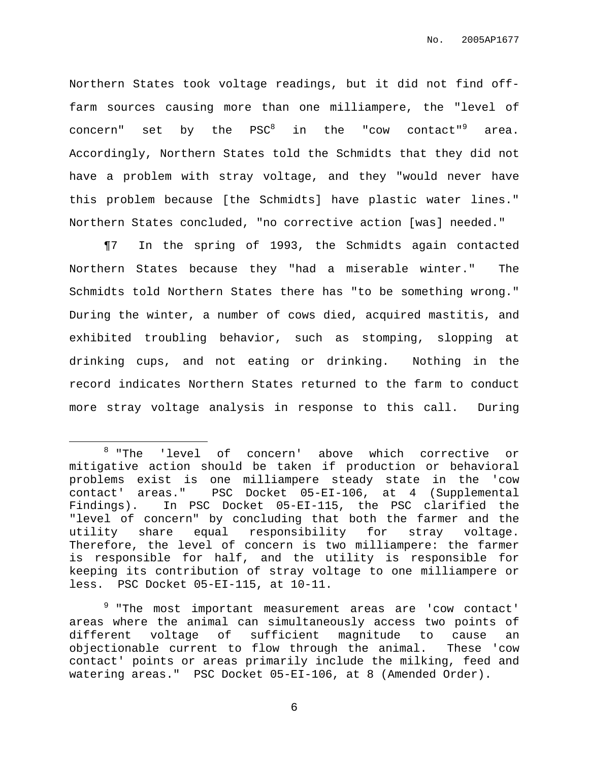Northern States took voltage readings, but it did not find off-farm sources causing more than one milliampere, the "level of concern" set by the PSC[8] in the "cow contact"[9] area. Accordingly, Northern States told the Schmidts that they did not have a problem with stray voltage, and they "would never have this problem because [the Schmidts] have plastic water lines." Northern States concluded, "no corrective action [was] needed."

¶7 In the spring of 1993, the Schmidts again contacted Northern States because they "had a miserable winter." The Schmidts told Northern States there has "to be something wrong." During the winter, a number of cows died, acquired mastitis, and exhibited troubling behavior, such as stomping, slopping at drinking cups, and not eating or drinking. Nothing in the record indicates Northern States returned to the farm to conduct more stray voltage analysis in response to this call. During

---

[8] "The 'level of concern' above which corrective or mitigative action should be taken if production or behavioral problems exist is one milliampere steady state in the 'cow contact' areas." PSC Docket 05-EI-106, at 4 (Supplemental Findings). In PSC Docket 05-EI-115, the PSC clarified the "level of concern" by concluding that both the farmer and the utility share equal responsibility for stray voltage. Therefore, the level of concern is two milliampere: the farmer is responsible for half, and the utility is responsible for keeping its contribution of stray voltage to one milliampere or less. PSC Docket 05-EI-115, at 10-11.

[9] "The most important measurement areas are 'cow contact' areas where the animal can simultaneously access two points of different voltage of sufficient magnitude to cause an objectionable current to flow through the animal. These 'cow contact' points or areas primarily include the milking, feed and watering areas." PSC Docket 05-EI-106, at 8 (Amended Order).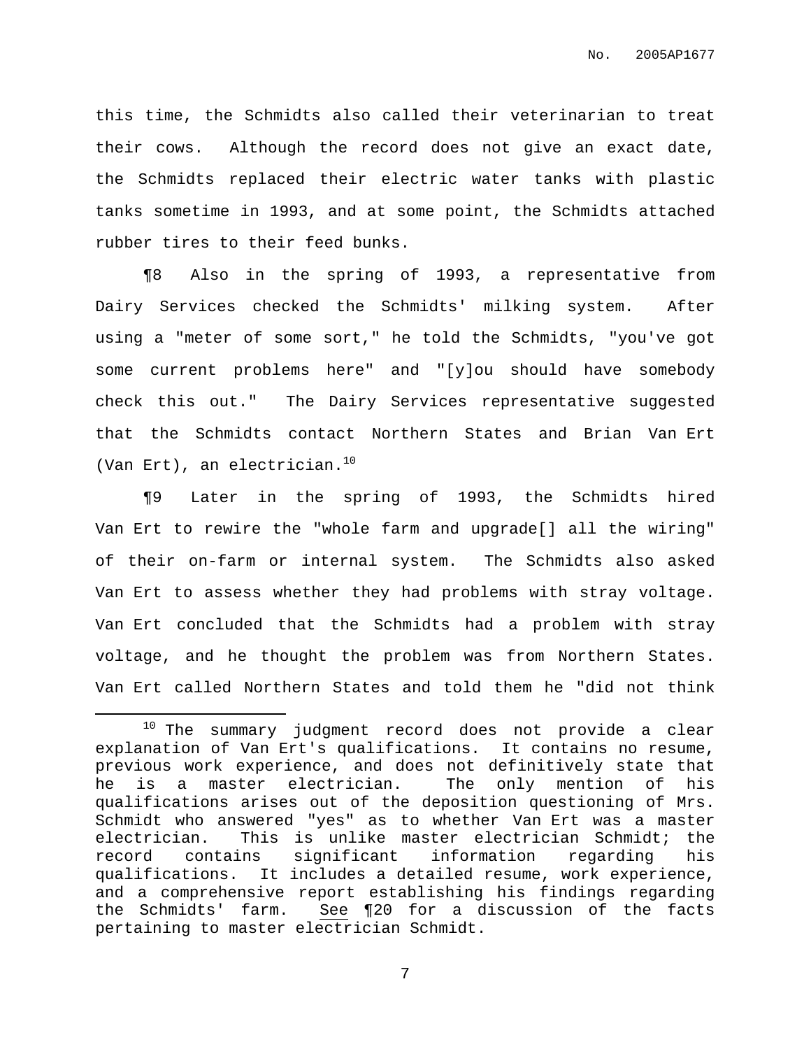this time, the Schmidts also called their veterinarian to treat their cows. Although the record does not give an exact date, the Schmidts replaced their electric water tanks with plastic tanks sometime in 1993, and at some point, the Schmidts attached rubber tires to their feed bunks.

¶8 Also in the spring of 1993, a representative from Dairy Services checked the Schmidts' milking system. After using a "meter of some sort," he told the Schmidts, "you've got some current problems here" and "[y]ou should have somebody check this out." The Dairy Services representative suggested that the Schmidts contact Northern States and Brian Van Ert (Van Ert), an electrician.[10]

¶9 Later in the spring of 1993, the Schmidts hired Van Ert to rewire the "whole farm and upgrade[] all the wiring" of their on-farm or internal system. The Schmidts also asked Van Ert to assess whether they had problems with stray voltage. Van Ert concluded that the Schmidts had a problem with stray voltage, and he thought the problem was from Northern States. Van Ert called Northern States and told them he "did not think

---

[10] The summary judgment record does not provide a clear explanation of Van Ert's qualifications. It contains no resume, previous work experience, and does not definitively state that he is a master electrician. The only mention of his qualifications arises out of the deposition questioning of Mrs. Schmidt who answered "yes" as to whether Van Ert was a master electrician. This is unlike master electrician Schmidt; the record contains significant information regarding his qualifications. It includes a detailed resume, work experience, and a comprehensive report establishing his findings regarding the Schmidts' farm. See ¶20 for a discussion of the facts pertaining to master electrician Schmidt.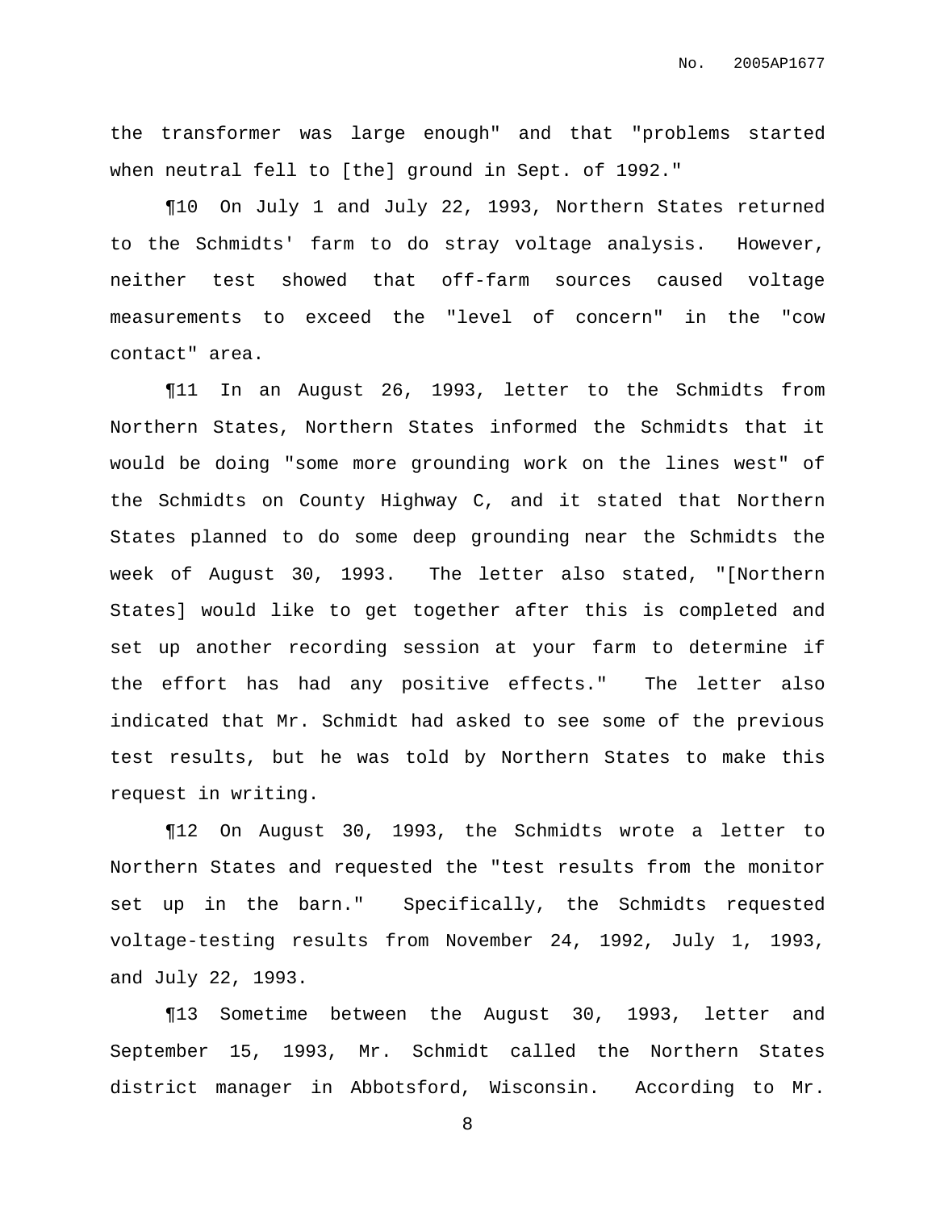the transformer was large enough" and that "problems started when neutral fell to [the] ground in Sept. of 1992."

¶10 On July 1 and July 22, 1993, Northern States returned to the Schmidts' farm to do stray voltage analysis. However, neither test showed that off-farm sources caused voltage measurements to exceed the "level of concern" in the "cow contact" area.

¶11 In an August 26, 1993, letter to the Schmidts from Northern States, Northern States informed the Schmidts that it would be doing "some more grounding work on the lines west" of the Schmidts on County Highway C, and it stated that Northern States planned to do some deep grounding near the Schmidts the week of August 30, 1993. The letter also stated, "[Northern States] would like to get together after this is completed and set up another recording session at your farm to determine if the effort has had any positive effects." The letter also indicated that Mr. Schmidt had asked to see some of the previous test results, but he was told by Northern States to make this request in writing.

¶12 On August 30, 1993, the Schmidts wrote a letter to Northern States and requested the "test results from the monitor set up in the barn." Specifically, the Schmidts requested voltage-testing results from November 24, 1992, July 1, 1993, and July 22, 1993.

¶13 Sometime between the August 30, 1993, letter and September 15, 1993, Mr. Schmidt called the Northern States district manager in Abbotsford, Wisconsin. According to Mr.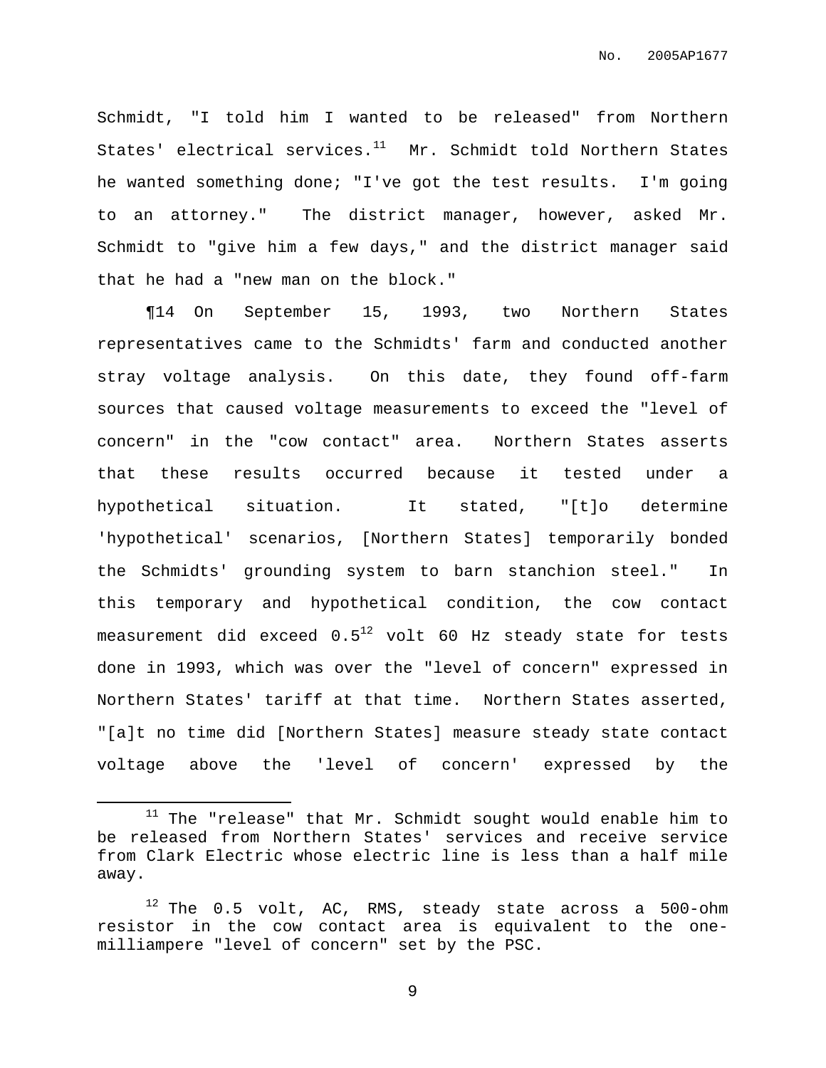Schmidt, "I told him I wanted to be released" from Northern States' electrical services.[11] Mr. Schmidt told Northern States he wanted something done; "I've got the test results. I'm going to an attorney." The district manager, however, asked Mr. Schmidt to "give him a few days," and the district manager said that he had a "new man on the block."

¶14 On September 15, 1993, two Northern States representatives came to the Schmidts' farm and conducted another stray voltage analysis. On this date, they found off-farm sources that caused voltage measurements to exceed the "level of concern" in the "cow contact" area. Northern States asserts that these results occurred because it tested under a hypothetical situation. It stated, "[t]o determine 'hypothetical' scenarios, [Northern States] temporarily bonded the Schmidts' grounding system to barn stanchion steel." In this temporary and hypothetical condition, the cow contact measurement did exceed 0.5[12] volt 60 Hz steady state for tests done in 1993, which was over the "level of concern" expressed in Northern States' tariff at that time. Northern States asserted, "[a]t no time did [Northern States] measure steady state contact voltage above the 'level of concern' expressed by the

---

[11] The "release" that Mr. Schmidt sought would enable him to be released from Northern States' services and receive service from Clark Electric whose electric line is less than a half mile away.

[12] The 0.5 volt, AC, RMS, steady state across a 500-ohm resistor in the cow contact area is equivalent to the one-milliampere "level of concern" set by the PSC.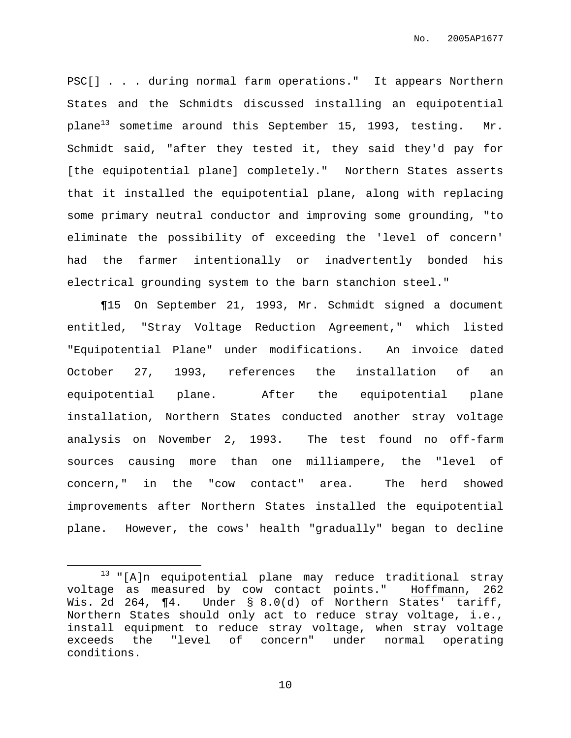PSC[] . . . during normal farm operations." It appears Northern States and the Schmidts discussed installing an equipotential plane[13] sometime around this September 15, 1993, testing. Mr. Schmidt said, "after they tested it, they said they'd pay for [the equipotential plane] completely." Northern States asserts that it installed the equipotential plane, along with replacing some primary neutral conductor and improving some grounding, "to eliminate the possibility of exceeding the 'level of concern' had the farmer intentionally or inadvertently bonded his electrical grounding system to the barn stanchion steel."

¶15 On September 21, 1993, Mr. Schmidt signed a document entitled, "Stray Voltage Reduction Agreement," which listed "Equipotential Plane" under modifications. An invoice dated October 27, 1993, references the installation of an equipotential plane. After the equipotential plane installation, Northern States conducted another stray voltage analysis on November 2, 1993. The test found no off-farm sources causing more than one milliampere, the "level of concern," in the "cow contact" area. The herd showed improvements after Northern States installed the equipotential plane. However, the cows' health "gradually" began to decline

---

[13] "[A]n equipotential plane may reduce traditional stray voltage as measured by cow contact points." Hoffmann, 262 Wis. 2d 264, ¶4. Under § 8.0(d) of Northern States' tariff, Northern States should only act to reduce stray voltage, i.e., install equipment to reduce stray voltage, when stray voltage exceeds the "level of concern" under normal operating conditions.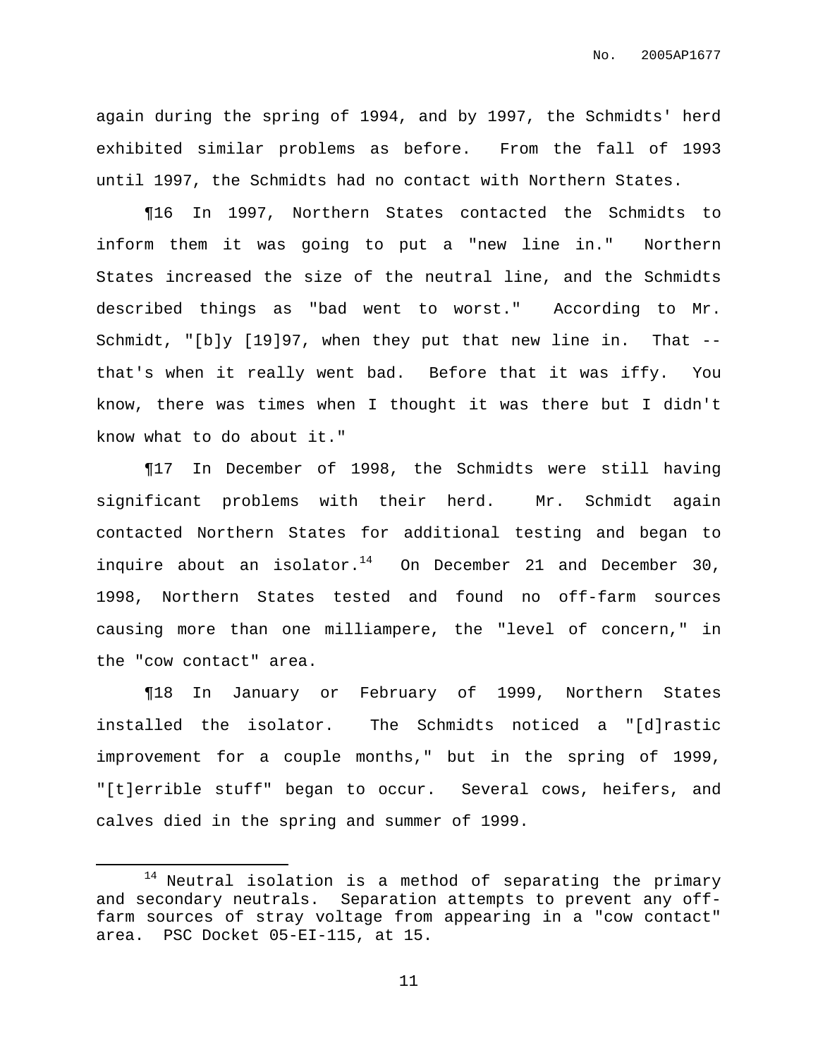again during the spring of 1994, and by 1997, the Schmidts' herd exhibited similar problems as before. From the fall of 1993 until 1997, the Schmidts had no contact with Northern States.

¶16 In 1997, Northern States contacted the Schmidts to inform them it was going to put a "new line in." Northern States increased the size of the neutral line, and the Schmidts described things as "bad went to worst." According to Mr. Schmidt, "[b]y [19]97, when they put that new line in. That -- that's when it really went bad. Before that it was iffy. You know, there was times when I thought it was there but I didn't know what to do about it."

¶17 In December of 1998, the Schmidts were still having significant problems with their herd. Mr. Schmidt again contacted Northern States for additional testing and began to inquire about an isolator.[14] On December 21 and December 30, 1998, Northern States tested and found no off-farm sources causing more than one milliampere, the "level of concern," in the "cow contact" area.

¶18 In January or February of 1999, Northern States installed the isolator. The Schmidts noticed a "[d]rastic improvement for a couple months," but in the spring of 1999, "[t]errible stuff" began to occur. Several cows, heifers, and calves died in the spring and summer of 1999.

---

[14] Neutral isolation is a method of separating the primary and secondary neutrals. Separation attempts to prevent any off-farm sources of stray voltage from appearing in a "cow contact" area. PSC Docket 05-EI-115, at 15.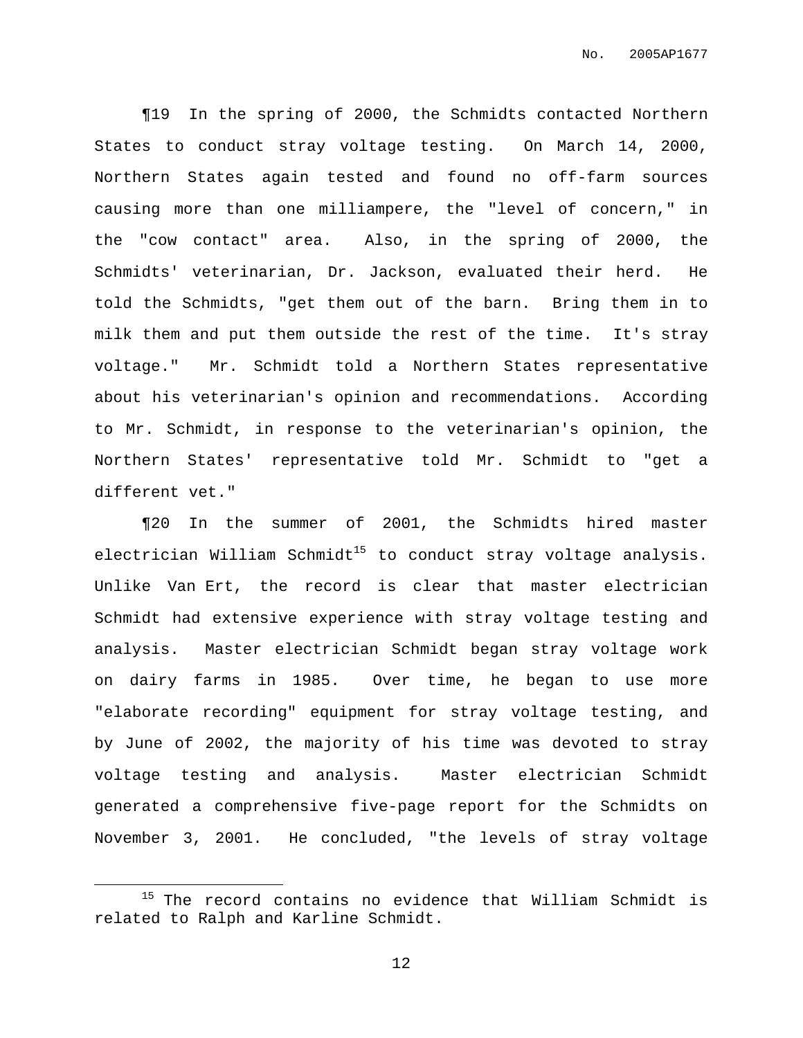¶19 In the spring of 2000, the Schmidts contacted Northern States to conduct stray voltage testing. On March 14, 2000, Northern States again tested and found no off-farm sources causing more than one milliampere, the "level of concern," in the "cow contact" area. Also, in the spring of 2000, the Schmidts' veterinarian, Dr. Jackson, evaluated their herd. He told the Schmidts, "get them out of the barn. Bring them in to milk them and put them outside the rest of the time. It's stray voltage." Mr. Schmidt told a Northern States representative about his veterinarian's opinion and recommendations. According to Mr. Schmidt, in response to the veterinarian's opinion, the Northern States' representative told Mr. Schmidt to "get a different vet."

¶20 In the summer of 2001, the Schmidts hired master electrician William Schmidt[15] to conduct stray voltage analysis. Unlike Van Ert, the record is clear that master electrician Schmidt had extensive experience with stray voltage testing and analysis. Master electrician Schmidt began stray voltage work on dairy farms in 1985. Over time, he began to use more "elaborate recording" equipment for stray voltage testing, and by June of 2002, the majority of his time was devoted to stray voltage testing and analysis. Master electrician Schmidt generated a comprehensive five-page report for the Schmidts on November 3, 2001. He concluded, "the levels of stray voltage

---

[15] The record contains no evidence that William Schmidt is related to Ralph and Karline Schmidt.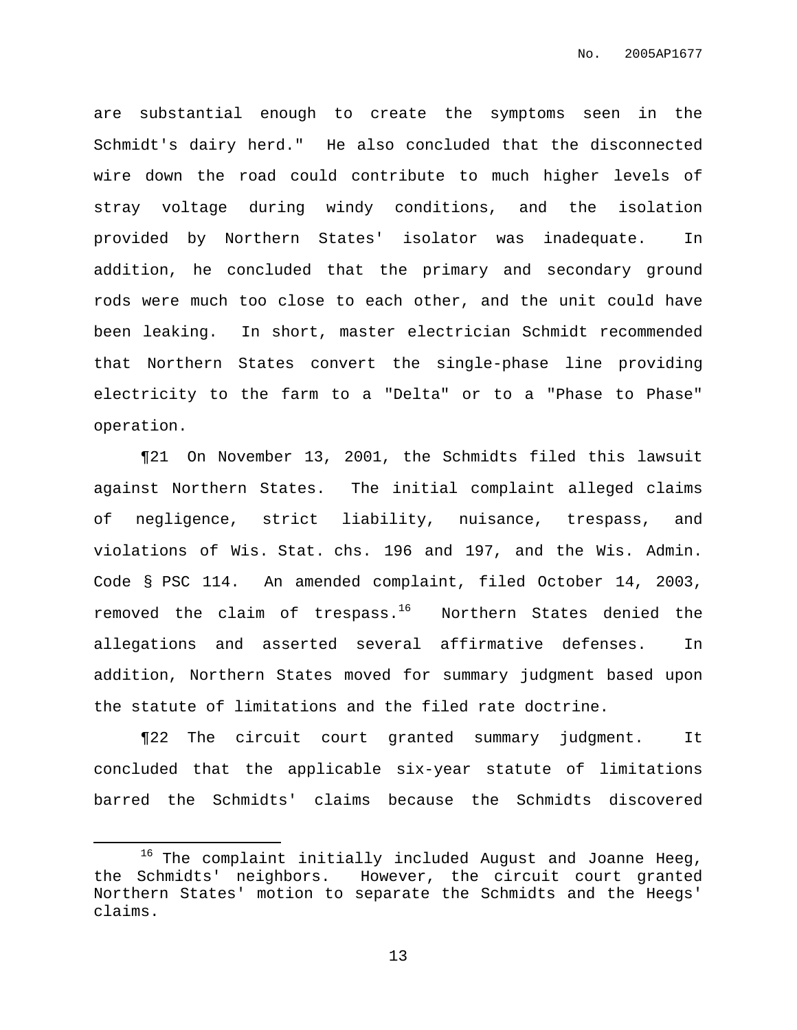are substantial enough to create the symptoms seen in the Schmidt's dairy herd." He also concluded that the disconnected wire down the road could contribute to much higher levels of stray voltage during windy conditions, and the isolation provided by Northern States' isolator was inadequate. In addition, he concluded that the primary and secondary ground rods were much too close to each other, and the unit could have been leaking. In short, master electrician Schmidt recommended that Northern States convert the single-phase line providing electricity to the farm to a "Delta" or to a "Phase to Phase" operation.

¶21 On November 13, 2001, the Schmidts filed this lawsuit against Northern States. The initial complaint alleged claims of negligence, strict liability, nuisance, trespass, and violations of Wis. Stat. chs. 196 and 197, and the Wis. Admin. Code § PSC 114. An amended complaint, filed October 14, 2003, removed the claim of trespass.[16] Northern States denied the allegations and asserted several affirmative defenses. In addition, Northern States moved for summary judgment based upon the statute of limitations and the filed rate doctrine.

¶22 The circuit court granted summary judgment. It concluded that the applicable six-year statute of limitations barred the Schmidts' claims because the Schmidts discovered

---

[16] The complaint initially included August and Joanne Heeg, the Schmidts' neighbors. However, the circuit court granted Northern States' motion to separate the Schmidts and the Heegs' claims.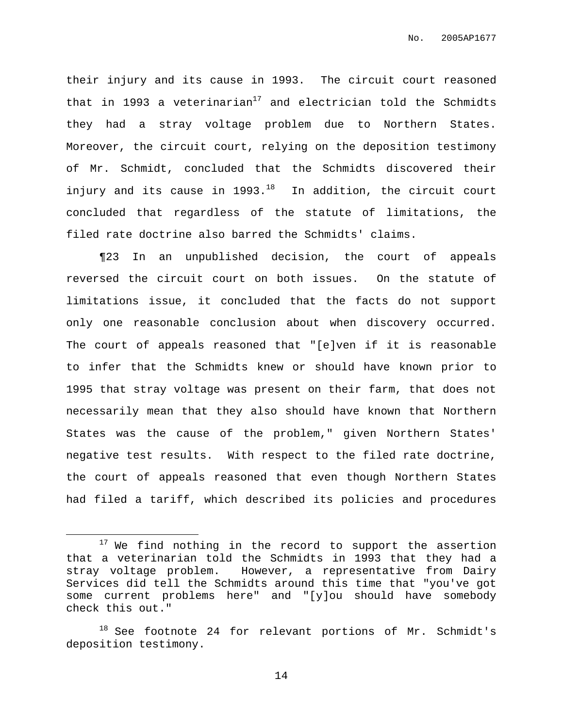their injury and its cause in 1993. The circuit court reasoned that in 1993 a veterinarian[17] and electrician told the Schmidts they had a stray voltage problem due to Northern States. Moreover, the circuit court, relying on the deposition testimony of Mr. Schmidt, concluded that the Schmidts discovered their injury and its cause in 1993.[18] In addition, the circuit court concluded that regardless of the statute of limitations, the filed rate doctrine also barred the Schmidts' claims.

¶23 In an unpublished decision, the court of appeals reversed the circuit court on both issues. On the statute of limitations issue, it concluded that the facts do not support only one reasonable conclusion about when discovery occurred. The court of appeals reasoned that "[e]ven if it is reasonable to infer that the Schmidts knew or should have known prior to 1995 that stray voltage was present on their farm, that does not necessarily mean that they also should have known that Northern States was the cause of the problem," given Northern States' negative test results. With respect to the filed rate doctrine, the court of appeals reasoned that even though Northern States had filed a tariff, which described its policies and procedures

---

[17] We find nothing in the record to support the assertion that a veterinarian told the Schmidts in 1993 that they had a stray voltage problem. However, a representative from Dairy Services did tell the Schmidts around this time that "you've got some current problems here" and "[y]ou should have somebody check this out."

[18] See footnote 24 for relevant portions of Mr. Schmidt's deposition testimony.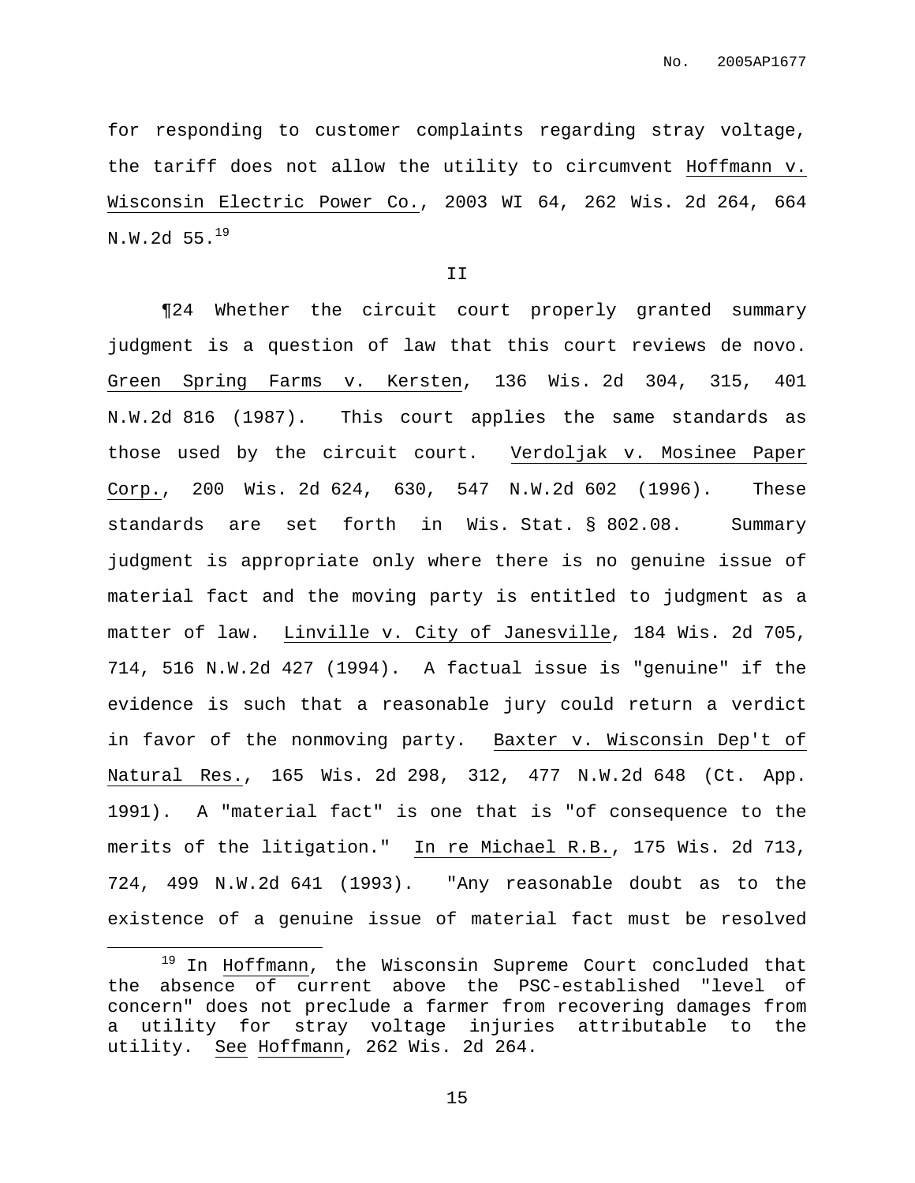for responding to customer complaints regarding stray voltage, the tariff does not allow the utility to circumvent Hoffmann v. Wisconsin Electric Power Co., 2003 WI 64, 262 Wis. 2d 264, 664 N.W.2d 55.[19]

II

¶24 Whether the circuit court properly granted summary judgment is a question of law that this court reviews de novo. Green Spring Farms v. Kersten, 136 Wis. 2d 304, 315, 401 N.W.2d 816 (1987). This court applies the same standards as those used by the circuit court. Verdoljak v. Mosinee Paper Corp., 200 Wis. 2d 624, 630, 547 N.W.2d 602 (1996). These standards are set forth in Wis. Stat. § 802.08. Summary judgment is appropriate only where there is no genuine issue of material fact and the moving party is entitled to judgment as a matter of law. Linville v. City of Janesville, 184 Wis. 2d 705, 714, 516 N.W.2d 427 (1994). A factual issue is "genuine" if the evidence is such that a reasonable jury could return a verdict in favor of the nonmoving party. Baxter v. Wisconsin Dep't of Natural Res., 165 Wis. 2d 298, 312, 477 N.W.2d 648 (Ct. App. 1991). A "material fact" is one that is "of consequence to the merits of the litigation." In re Michael R.B., 175 Wis. 2d 713, 724, 499 N.W.2d 641 (1993). "Any reasonable doubt as to the existence of a genuine issue of material fact must be resolved

---

[19] In Hoffmann, the Wisconsin Supreme Court concluded that the absence of current above the PSC-established "level of concern" does not preclude a farmer from recovering damages from a utility for stray voltage injuries attributable to the utility. See Hoffmann, 262 Wis. 2d 264.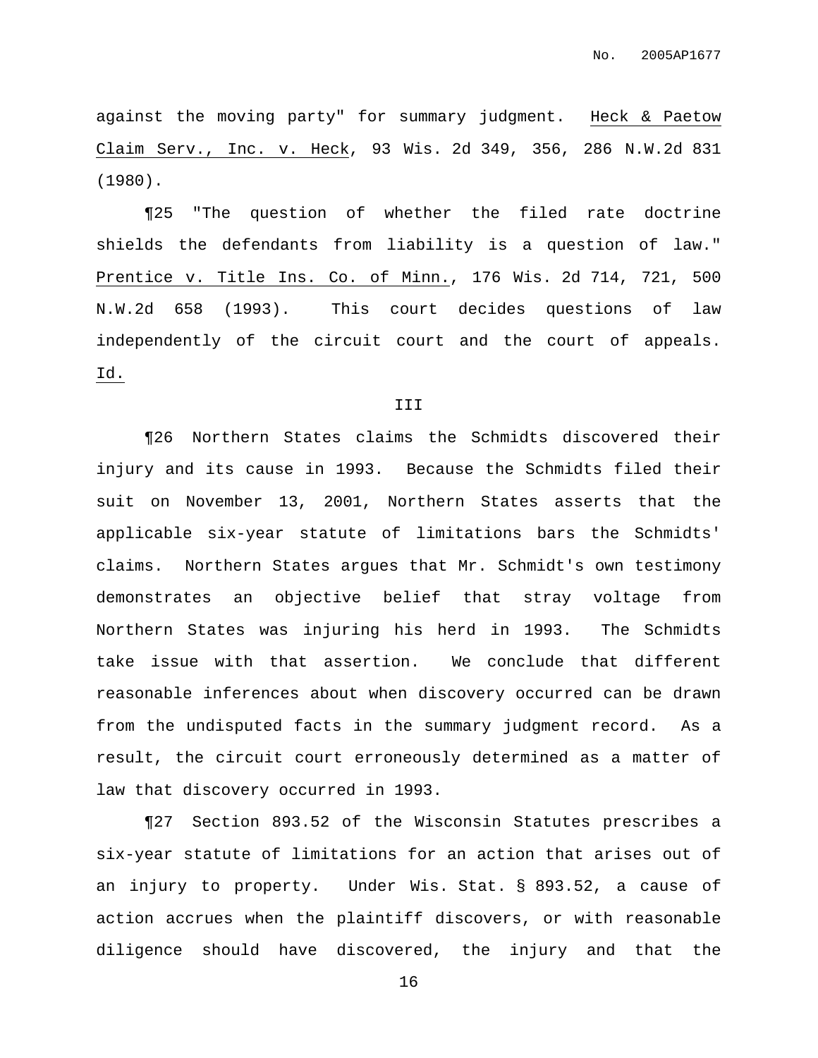against the moving party" for summary judgment. Heck & Paetow Claim Serv., Inc. v. Heck, 93 Wis. 2d 349, 356, 286 N.W.2d 831 (1980).

¶25 "The question of whether the filed rate doctrine shields the defendants from liability is a question of law." Prentice v. Title Ins. Co. of Minn., 176 Wis. 2d 714, 721, 500 N.W.2d 658 (1993). This court decides questions of law independently of the circuit court and the court of appeals. Id.

III

¶26 Northern States claims the Schmidts discovered their injury and its cause in 1993. Because the Schmidts filed their suit on November 13, 2001, Northern States asserts that the applicable six-year statute of limitations bars the Schmidts' claims. Northern States argues that Mr. Schmidt's own testimony demonstrates an objective belief that stray voltage from Northern States was injuring his herd in 1993. The Schmidts take issue with that assertion. We conclude that different reasonable inferences about when discovery occurred can be drawn from the undisputed facts in the summary judgment record. As a result, the circuit court erroneously determined as a matter of law that discovery occurred in 1993.

¶27 Section 893.52 of the Wisconsin Statutes prescribes a six-year statute of limitations for an action that arises out of an injury to property. Under Wis. Stat. § 893.52, a cause of action accrues when the plaintiff discovers, or with reasonable diligence should have discovered, the injury and that the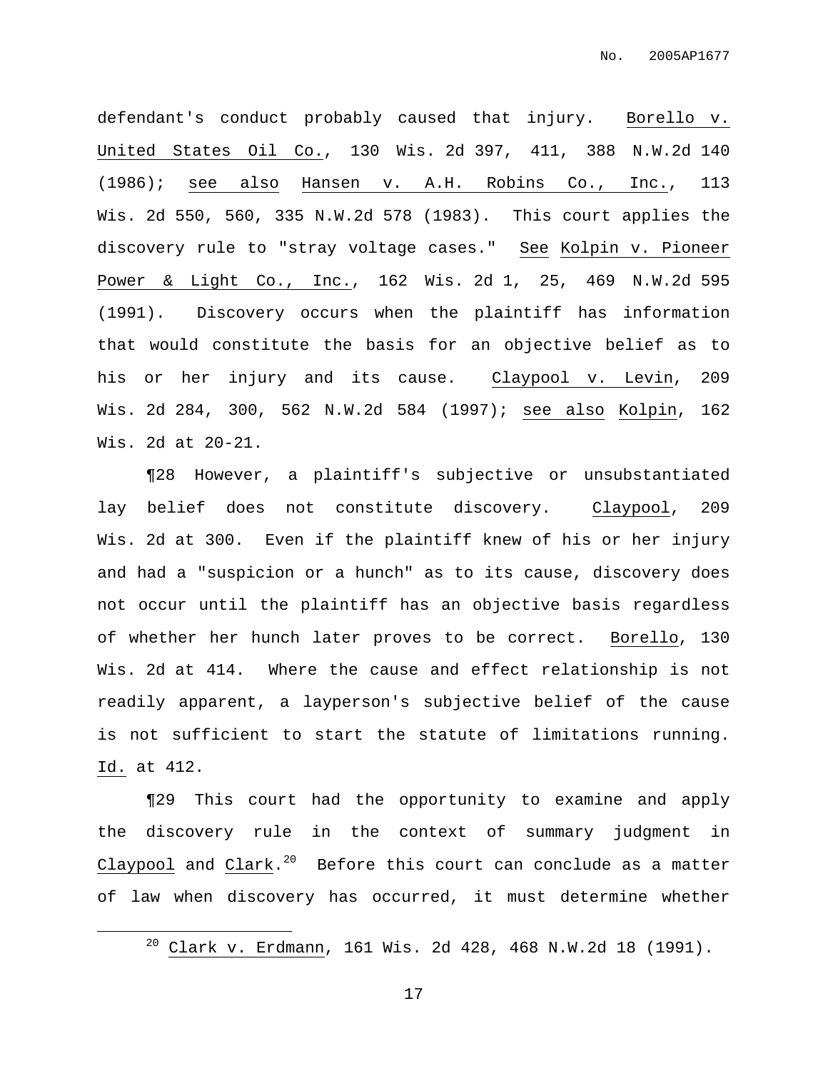defendant's conduct probably caused that injury. Borello v. United States Oil Co., 130 Wis. 2d 397, 411, 388 N.W.2d 140 (1986); see also Hansen v. A.H. Robins Co., Inc., 113 Wis. 2d 550, 560, 335 N.W.2d 578 (1983). This court applies the discovery rule to "stray voltage cases." See Kolpin v. Pioneer Power & Light Co., Inc., 162 Wis. 2d 1, 25, 469 N.W.2d 595 (1991). Discovery occurs when the plaintiff has information that would constitute the basis for an objective belief as to his or her injury and its cause. Claypool v. Levin, 209 Wis. 2d 284, 300, 562 N.W.2d 584 (1997); see also Kolpin, 162 Wis. 2d at 20-21.

¶28 However, a plaintiff's subjective or unsubstantiated lay belief does not constitute discovery. Claypool, 209 Wis. 2d at 300. Even if the plaintiff knew of his or her injury and had a "suspicion or a hunch" as to its cause, discovery does not occur until the plaintiff has an objective basis regardless of whether her hunch later proves to be correct. Borello, 130 Wis. 2d at 414. Where the cause and effect relationship is not readily apparent, a layperson's subjective belief of the cause is not sufficient to start the statute of limitations running. Id. at 412.

¶29 This court had the opportunity to examine and apply the discovery rule in the context of summary judgment in Claypool and Clark.[20] Before this court can conclude as a matter of law when discovery has occurred, it must determine whether

[20] Clark v. Erdmann, 161 Wis. 2d 428, 468 N.W.2d 18 (1991).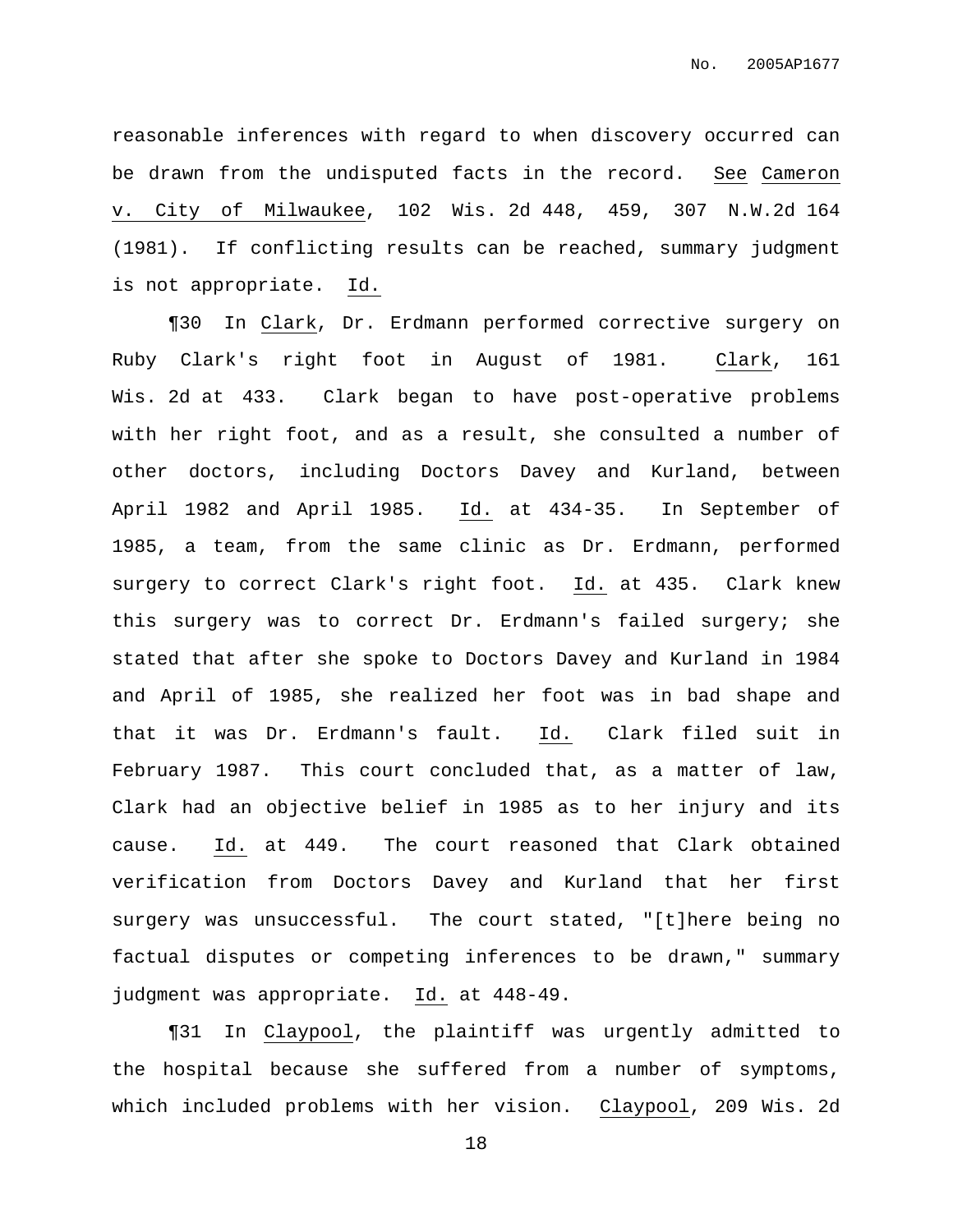reasonable inferences with regard to when discovery occurred can be drawn from the undisputed facts in the record. See Cameron v. City of Milwaukee, 102 Wis. 2d 448, 459, 307 N.W.2d 164 (1981). If conflicting results can be reached, summary judgment is not appropriate. Id.

¶30 In Clark, Dr. Erdmann performed corrective surgery on Ruby Clark's right foot in August of 1981. Clark, 161 Wis. 2d at 433. Clark began to have post-operative problems with her right foot, and as a result, she consulted a number of other doctors, including Doctors Davey and Kurland, between April 1982 and April 1985. Id. at 434-35. In September of 1985, a team, from the same clinic as Dr. Erdmann, performed surgery to correct Clark's right foot. Id. at 435. Clark knew this surgery was to correct Dr. Erdmann's failed surgery; she stated that after she spoke to Doctors Davey and Kurland in 1984 and April of 1985, she realized her foot was in bad shape and that it was Dr. Erdmann's fault. Id. Clark filed suit in February 1987. This court concluded that, as a matter of law, Clark had an objective belief in 1985 as to her injury and its cause. Id. at 449. The court reasoned that Clark obtained verification from Doctors Davey and Kurland that her first surgery was unsuccessful. The court stated, "[t]here being no factual disputes or competing inferences to be drawn," summary judgment was appropriate. Id. at 448-49.

¶31 In Claypool, the plaintiff was urgently admitted to the hospital because she suffered from a number of symptoms, which included problems with her vision. Claypool, 209 Wis. 2d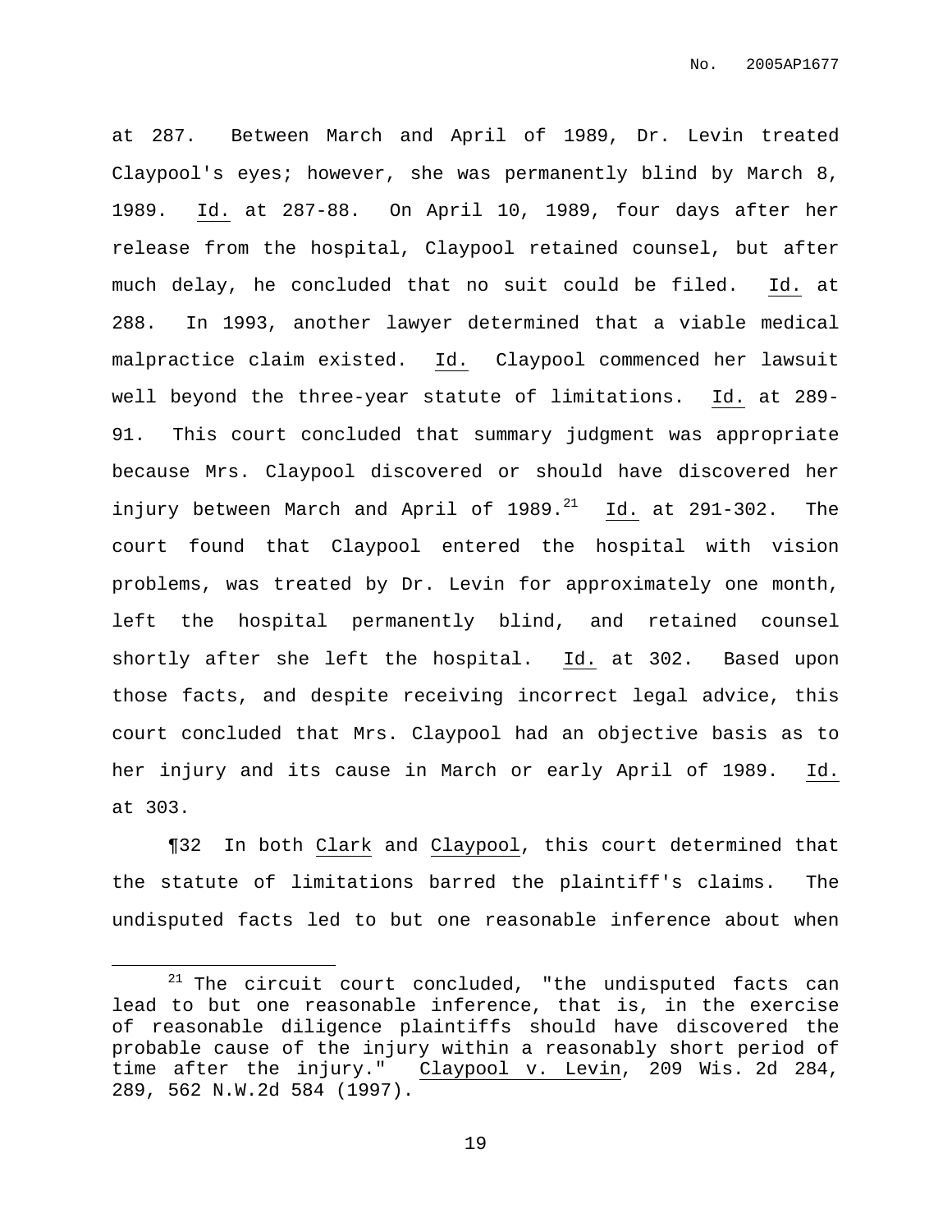at 287. Between March and April of 1989, Dr. Levin treated Claypool's eyes; however, she was permanently blind by March 8, 1989. Id. at 287-88. On April 10, 1989, four days after her release from the hospital, Claypool retained counsel, but after much delay, he concluded that no suit could be filed. Id. at 288. In 1993, another lawyer determined that a viable medical malpractice claim existed. Id. Claypool commenced her lawsuit well beyond the three-year statute of limitations. Id. at 289-91. This court concluded that summary judgment was appropriate because Mrs. Claypool discovered or should have discovered her injury between March and April of 1989.[21] Id. at 291-302. The court found that Claypool entered the hospital with vision problems, was treated by Dr. Levin for approximately one month, left the hospital permanently blind, and retained counsel shortly after she left the hospital. Id. at 302. Based upon those facts, and despite receiving incorrect legal advice, this court concluded that Mrs. Claypool had an objective basis as to her injury and its cause in March or early April of 1989. Id. at 303.

¶32 In both Clark and Claypool, this court determined that the statute of limitations barred the plaintiff's claims. The undisputed facts led to but one reasonable inference about when

[21] The circuit court concluded, "the undisputed facts can lead to but one reasonable inference, that is, in the exercise of reasonable diligence plaintiffs should have discovered the probable cause of the injury within a reasonably short period of time after the injury." Claypool v. Levin, 209 Wis. 2d 284, 289, 562 N.W.2d 584 (1997).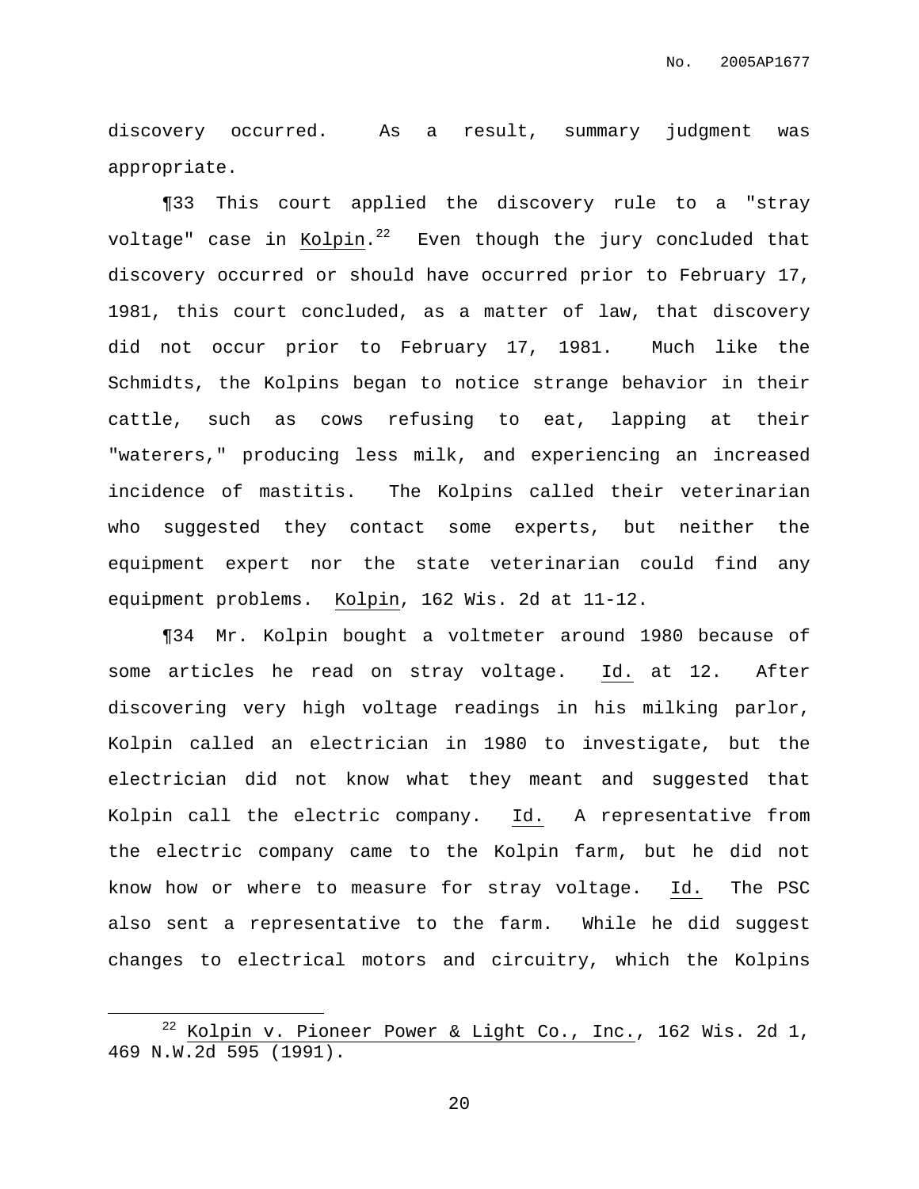discovery occurred. As a result, summary judgment was appropriate.

¶33 This court applied the discovery rule to a "stray voltage" case in Kolpin.[22] Even though the jury concluded that discovery occurred or should have occurred prior to February 17, 1981, this court concluded, as a matter of law, that discovery did not occur prior to February 17, 1981. Much like the Schmidts, the Kolpins began to notice strange behavior in their cattle, such as cows refusing to eat, lapping at their "waterers," producing less milk, and experiencing an increased incidence of mastitis. The Kolpins called their veterinarian who suggested they contact some experts, but neither the equipment expert nor the state veterinarian could find any equipment problems. Kolpin, 162 Wis. 2d at 11-12.

¶34 Mr. Kolpin bought a voltmeter around 1980 because of some articles he read on stray voltage. Id. at 12. After discovering very high voltage readings in his milking parlor, Kolpin called an electrician in 1980 to investigate, but the electrician did not know what they meant and suggested that Kolpin call the electric company. Id. A representative from the electric company came to the Kolpin farm, but he did not know how or where to measure for stray voltage. Id. The PSC also sent a representative to the farm. While he did suggest changes to electrical motors and circuitry, which the Kolpins

[22] Kolpin v. Pioneer Power & Light Co., Inc., 162 Wis. 2d 1, 469 N.W.2d 595 (1991).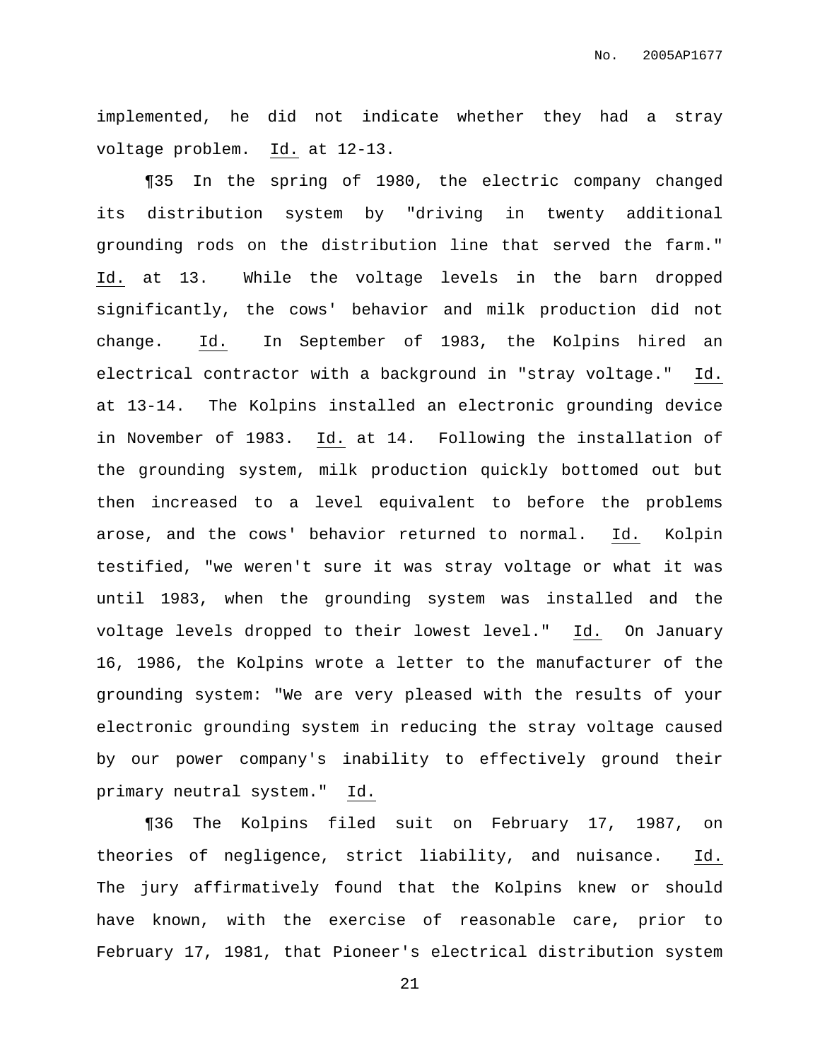implemented, he did not indicate whether they had a stray voltage problem. Id. at 12-13.

¶35 In the spring of 1980, the electric company changed its distribution system by "driving in twenty additional grounding rods on the distribution line that served the farm." Id. at 13. While the voltage levels in the barn dropped significantly, the cows' behavior and milk production did not change. Id. In September of 1983, the Kolpins hired an electrical contractor with a background in "stray voltage." Id. at 13-14. The Kolpins installed an electronic grounding device in November of 1983. Id. at 14. Following the installation of the grounding system, milk production quickly bottomed out but then increased to a level equivalent to before the problems arose, and the cows' behavior returned to normal. Id. Kolpin testified, "we weren't sure it was stray voltage or what it was until 1983, when the grounding system was installed and the voltage levels dropped to their lowest level." Id. On January 16, 1986, the Kolpins wrote a letter to the manufacturer of the grounding system: "We are very pleased with the results of your electronic grounding system in reducing the stray voltage caused by our power company's inability to effectively ground their primary neutral system." Id.

¶36 The Kolpins filed suit on February 17, 1987, on theories of negligence, strict liability, and nuisance. Id. The jury affirmatively found that the Kolpins knew or should have known, with the exercise of reasonable care, prior to February 17, 1981, that Pioneer's electrical distribution system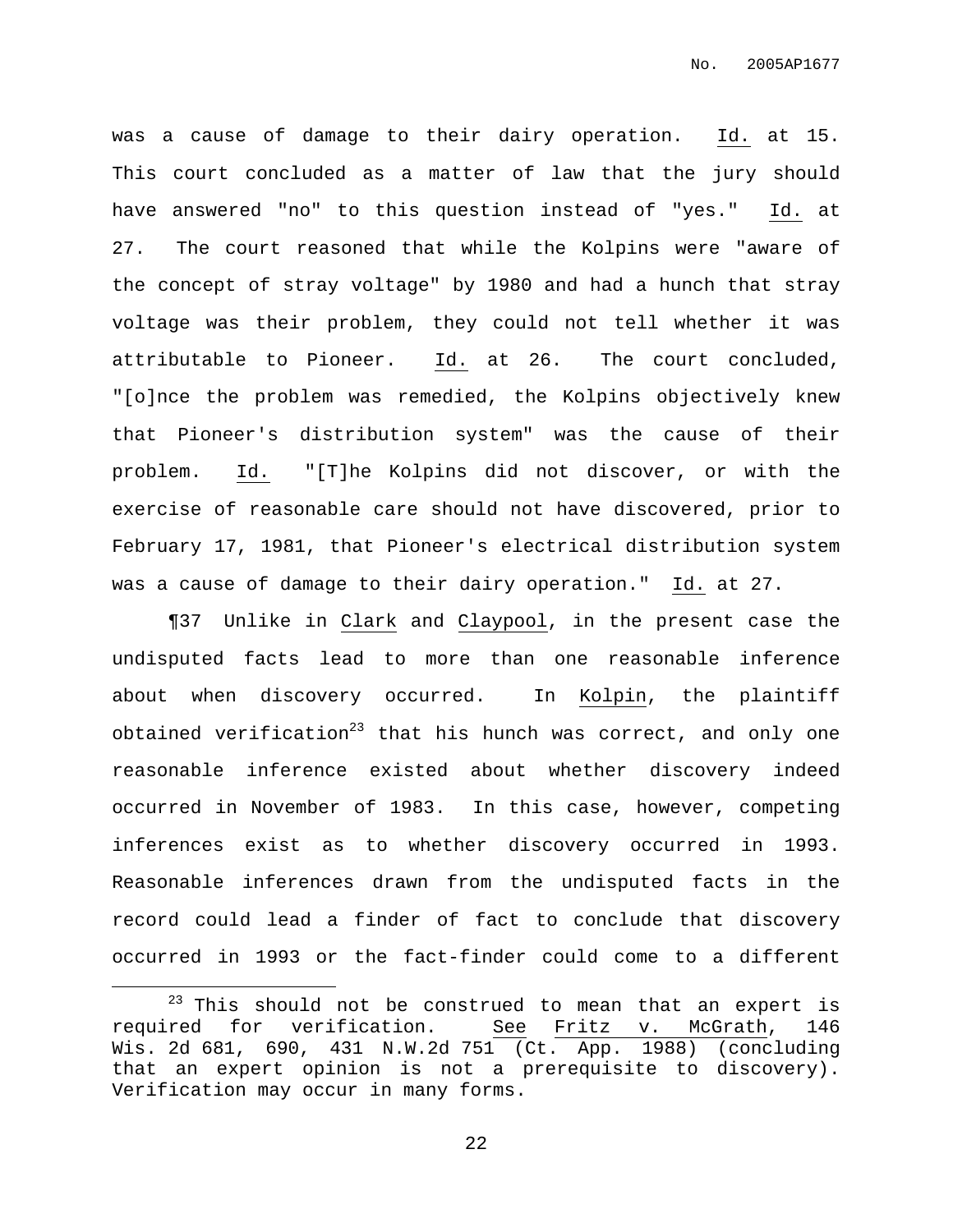was a cause of damage to their dairy operation. Id. at 15. This court concluded as a matter of law that the jury should have answered "no" to this question instead of "yes." Id. at 27. The court reasoned that while the Kolpins were "aware of the concept of stray voltage" by 1980 and had a hunch that stray voltage was their problem, they could not tell whether it was attributable to Pioneer. Id. at 26. The court concluded, "[o]nce the problem was remedied, the Kolpins objectively knew that Pioneer's distribution system" was the cause of their problem. Id. "[T]he Kolpins did not discover, or with the exercise of reasonable care should not have discovered, prior to February 17, 1981, that Pioneer's electrical distribution system was a cause of damage to their dairy operation." Id. at 27.

¶37 Unlike in Clark and Claypool, in the present case the undisputed facts lead to more than one reasonable inference about when discovery occurred. In Kolpin, the plaintiff obtained verification[23] that his hunch was correct, and only one reasonable inference existed about whether discovery indeed occurred in November of 1983. In this case, however, competing inferences exist as to whether discovery occurred in 1993. Reasonable inferences drawn from the undisputed facts in the record could lead a finder of fact to conclude that discovery occurred in 1993 or the fact-finder could come to a different

---

[23] This should not be construed to mean that an expert is required for verification. See Fritz v. McGrath, 146 Wis. 2d 681, 690, 431 N.W.2d 751 (Ct. App. 1988) (concluding that an expert opinion is not a prerequisite to discovery). Verification may occur in many forms.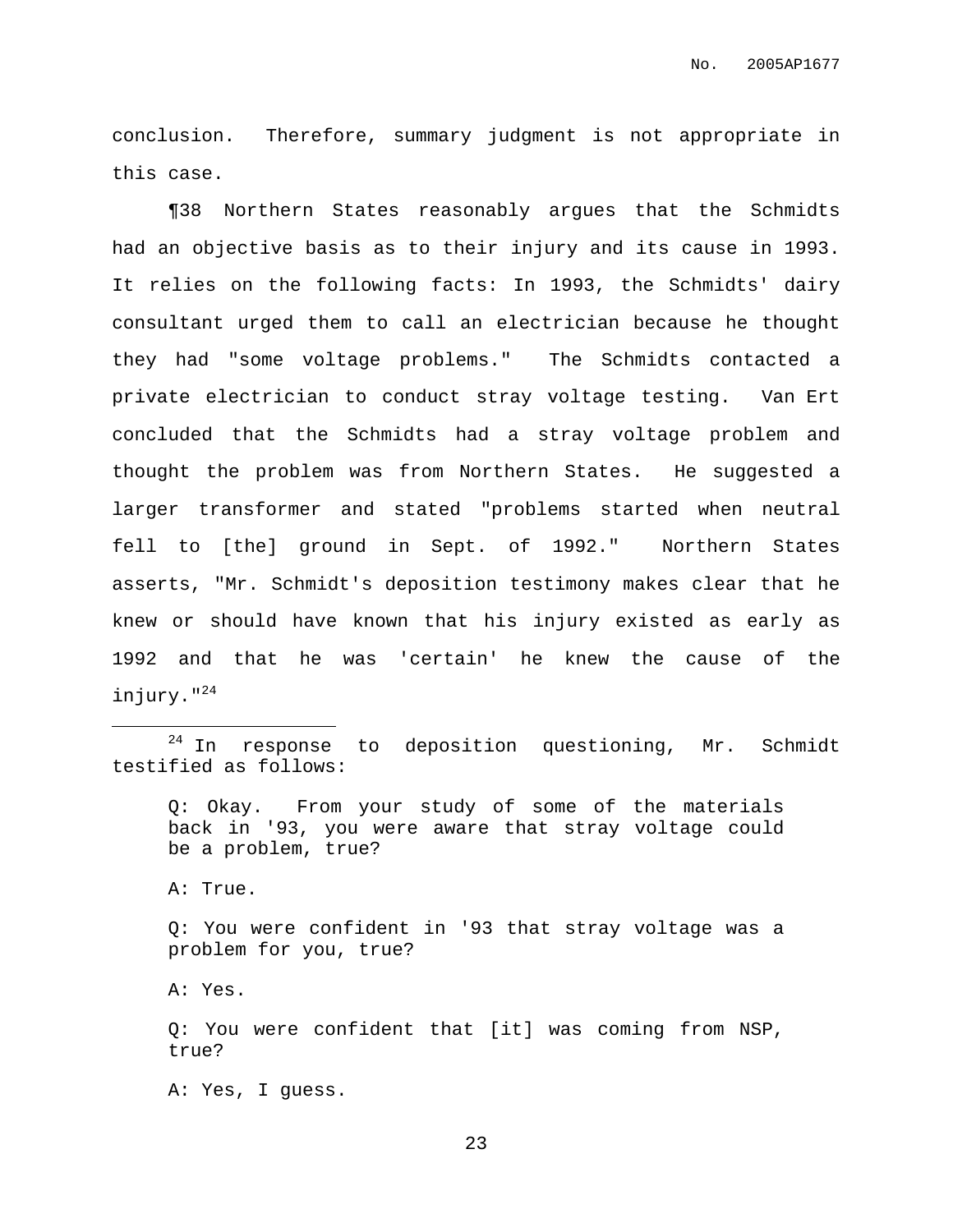conclusion. Therefore, summary judgment is not appropriate in this case.

¶38 Northern States reasonably argues that the Schmidts had an objective basis as to their injury and its cause in 1993. It relies on the following facts: In 1993, the Schmidts' dairy consultant urged them to call an electrician because he thought they had "some voltage problems." The Schmidts contacted a private electrician to conduct stray voltage testing. Van Ert concluded that the Schmidts had a stray voltage problem and thought the problem was from Northern States. He suggested a larger transformer and stated "problems started when neutral fell to [the] ground in Sept. of 1992." Northern States asserts, "Mr. Schmidt's deposition testimony makes clear that he knew or should have known that his injury existed as early as 1992 and that he was 'certain' he knew the cause of the injury."[24]

---

[24] In response to deposition questioning, Mr. Schmidt testified as follows:

> Q: Okay. From your study of some of the materials back in '93, you were aware that stray voltage could be a problem, true?
>
> A: True.
>
> Q: You were confident in '93 that stray voltage was a problem for you, true?
>
> A: Yes.
>
> Q: You were confident that [it] was coming from NSP, true?
>
> A: Yes, I guess.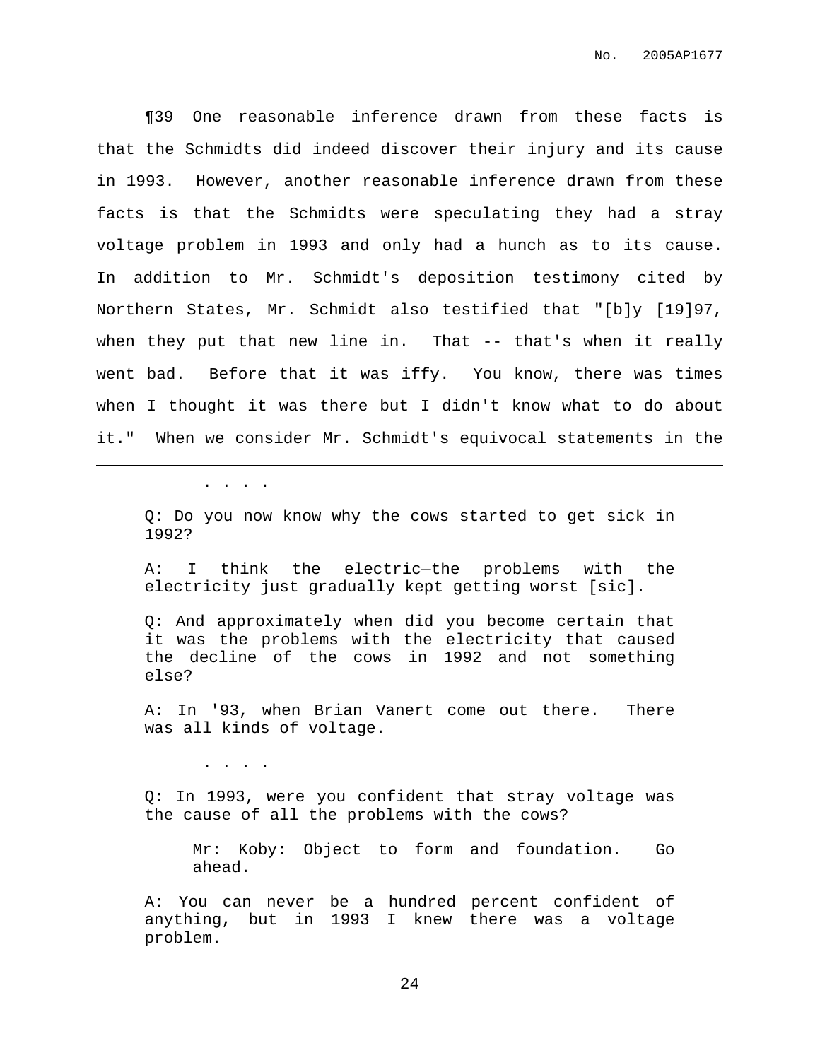¶39 One reasonable inference drawn from these facts is that the Schmidts did indeed discover their injury and its cause in 1993. However, another reasonable inference drawn from these facts is that the Schmidts were speculating they had a stray voltage problem in 1993 and only had a hunch as to its cause. In addition to Mr. Schmidt's deposition testimony cited by Northern States, Mr. Schmidt also testified that "[b]y [19]97, when they put that new line in. That -- that's when it really went bad. Before that it was iffy. You know, there was times when I thought it was there but I didn't know what to do about it." When we consider Mr. Schmidt's equivocal statements in the

---

> . . . .
>
> Q: Do you now know why the cows started to get sick in 1992?
>
> A: I think the electric—the problems with the electricity just gradually kept getting worst [sic].
>
> Q: And approximately when did you become certain that it was the problems with the electricity that caused the decline of the cows in 1992 and not something else?
>
> A: In '93, when Brian Vanert come out there. There was all kinds of voltage.
>
> . . . .
>
> Q: In 1993, were you confident that stray voltage was the cause of all the problems with the cows?
>
> > Mr: Koby: Object to form and foundation. Go ahead.
>
> A: You can never be a hundred percent confident of anything, but in 1993 I knew there was a voltage problem.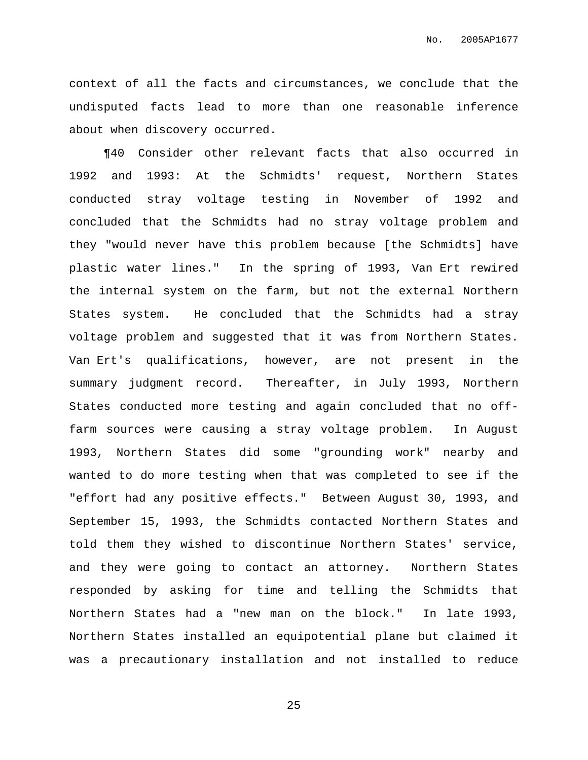context of all the facts and circumstances, we conclude that the undisputed facts lead to more than one reasonable inference about when discovery occurred.

¶40 Consider other relevant facts that also occurred in 1992 and 1993: At the Schmidts' request, Northern States conducted stray voltage testing in November of 1992 and concluded that the Schmidts had no stray voltage problem and they "would never have this problem because [the Schmidts] have plastic water lines." In the spring of 1993, Van Ert rewired the internal system on the farm, but not the external Northern States system. He concluded that the Schmidts had a stray voltage problem and suggested that it was from Northern States. Van Ert's qualifications, however, are not present in the summary judgment record. Thereafter, in July 1993, Northern States conducted more testing and again concluded that no off-farm sources were causing a stray voltage problem. In August 1993, Northern States did some "grounding work" nearby and wanted to do more testing when that was completed to see if the "effort had any positive effects." Between August 30, 1993, and September 15, 1993, the Schmidts contacted Northern States and told them they wished to discontinue Northern States' service, and they were going to contact an attorney. Northern States responded by asking for time and telling the Schmidts that Northern States had a "new man on the block." In late 1993, Northern States installed an equipotential plane but claimed it was a precautionary installation and not installed to reduce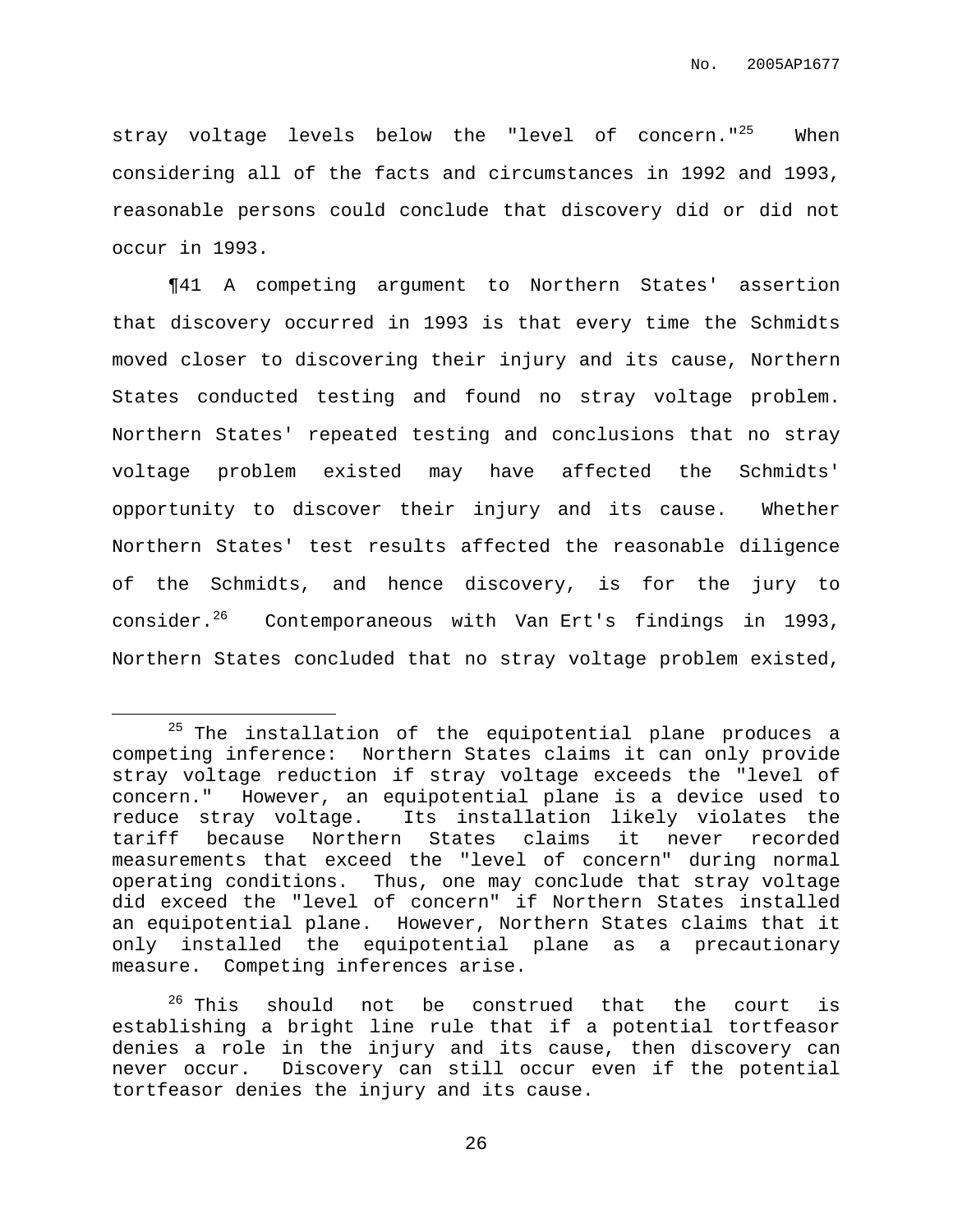stray voltage levels below the "level of concern."[25] When considering all of the facts and circumstances in 1992 and 1993, reasonable persons could conclude that discovery did or did not occur in 1993.

¶41 A competing argument to Northern States' assertion that discovery occurred in 1993 is that every time the Schmidts moved closer to discovering their injury and its cause, Northern States conducted testing and found no stray voltage problem. Northern States' repeated testing and conclusions that no stray voltage problem existed may have affected the Schmidts' opportunity to discover their injury and its cause. Whether Northern States' test results affected the reasonable diligence of the Schmidts, and hence discovery, is for the jury to consider.[26] Contemporaneous with Van Ert's findings in 1993, Northern States concluded that no stray voltage problem existed,

---

[25] The installation of the equipotential plane produces a competing inference: Northern States claims it can only provide stray voltage reduction if stray voltage exceeds the "level of concern." However, an equipotential plane is a device used to reduce stray voltage. Its installation likely violates the tariff because Northern States claims it never recorded measurements that exceed the "level of concern" during normal operating conditions. Thus, one may conclude that stray voltage did exceed the "level of concern" if Northern States installed an equipotential plane. However, Northern States claims that it only installed the equipotential plane as a precautionary measure. Competing inferences arise.

[26] This should not be construed that the court is establishing a bright line rule that if a potential tortfeasor denies a role in the injury and its cause, then discovery can never occur. Discovery can still occur even if the potential tortfeasor denies the injury and its cause.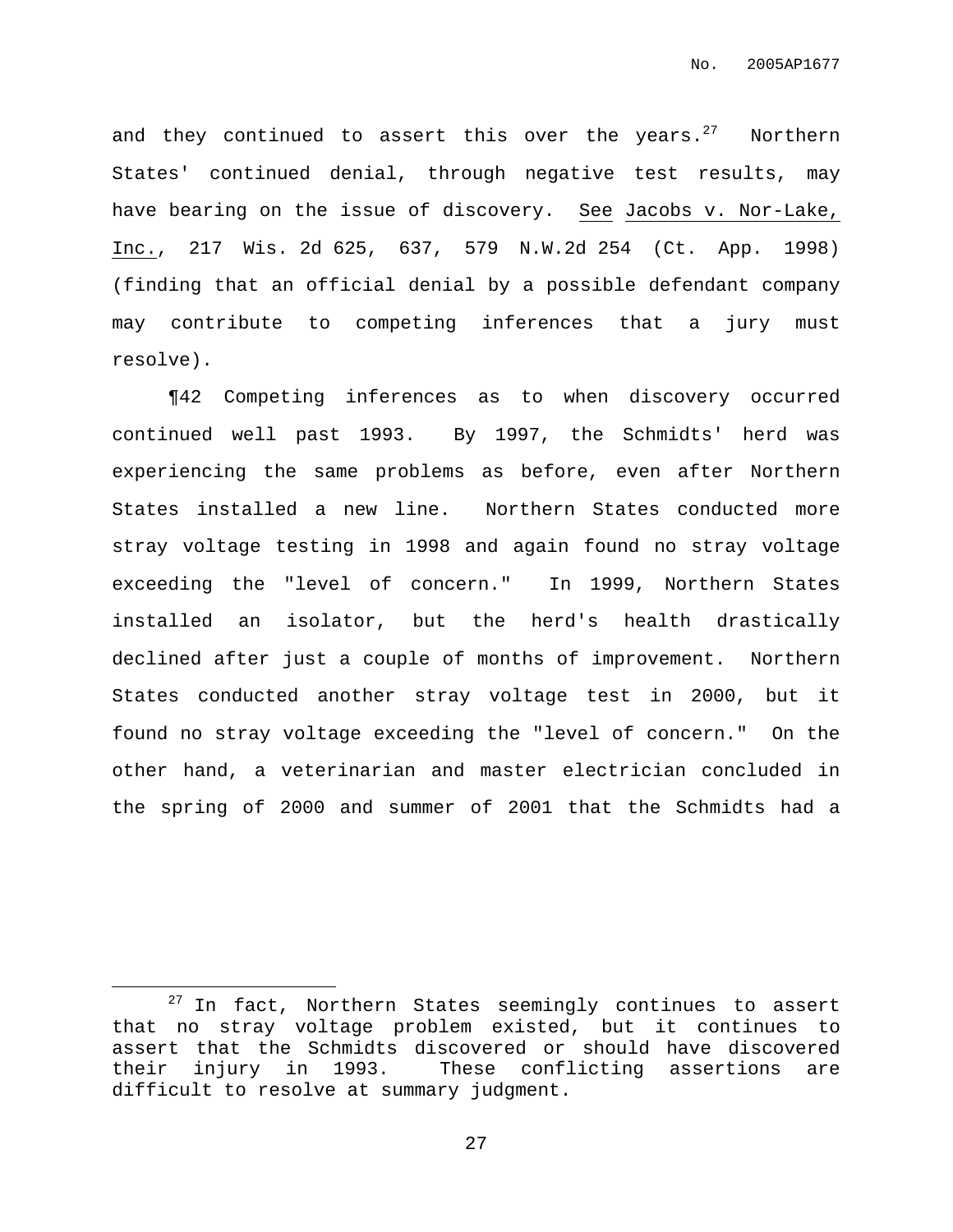and they continued to assert this over the years.[27] Northern States' continued denial, through negative test results, may have bearing on the issue of discovery. See Jacobs v. Nor-Lake, Inc., 217 Wis. 2d 625, 637, 579 N.W.2d 254 (Ct. App. 1998) (finding that an official denial by a possible defendant company may contribute to competing inferences that a jury must resolve).

¶42 Competing inferences as to when discovery occurred continued well past 1993. By 1997, the Schmidts' herd was experiencing the same problems as before, even after Northern States installed a new line. Northern States conducted more stray voltage testing in 1998 and again found no stray voltage exceeding the "level of concern." In 1999, Northern States installed an isolator, but the herd's health drastically declined after just a couple of months of improvement. Northern States conducted another stray voltage test in 2000, but it found no stray voltage exceeding the "level of concern." On the other hand, a veterinarian and master electrician concluded in the spring of 2000 and summer of 2001 that the Schmidts had a

---

[27] In fact, Northern States seemingly continues to assert that no stray voltage problem existed, but it continues to assert that the Schmidts discovered or should have discovered their injury in 1993. These conflicting assertions are difficult to resolve at summary judgment.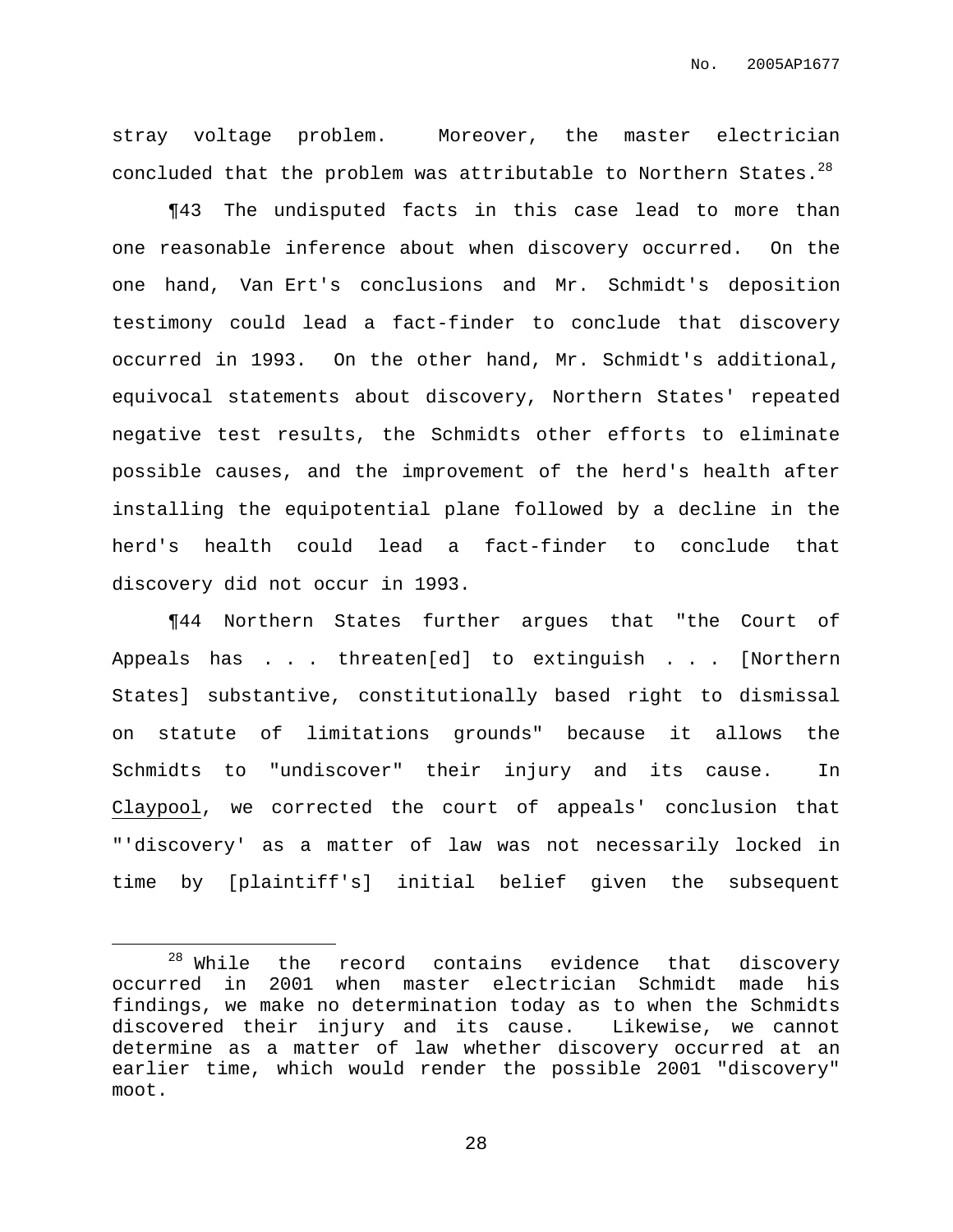stray voltage problem. Moreover, the master electrician concluded that the problem was attributable to Northern States.[28]

¶43 The undisputed facts in this case lead to more than one reasonable inference about when discovery occurred. On the one hand, Van Ert's conclusions and Mr. Schmidt's deposition testimony could lead a fact-finder to conclude that discovery occurred in 1993. On the other hand, Mr. Schmidt's additional, equivocal statements about discovery, Northern States' repeated negative test results, the Schmidts other efforts to eliminate possible causes, and the improvement of the herd's health after installing the equipotential plane followed by a decline in the herd's health could lead a fact-finder to conclude that discovery did not occur in 1993.

¶44 Northern States further argues that "the Court of Appeals has . . . threaten[ed] to extinguish . . . [Northern States] substantive, constitutionally based right to dismissal on statute of limitations grounds" because it allows the Schmidts to "undiscover" their injury and its cause. In Claypool, we corrected the court of appeals' conclusion that "'discovery' as a matter of law was not necessarily locked in time by [plaintiff's] initial belief given the subsequent

---

[28] While the record contains evidence that discovery occurred in 2001 when master electrician Schmidt made his findings, we make no determination today as to when the Schmidts discovered their injury and its cause. Likewise, we cannot determine as a matter of law whether discovery occurred at an earlier time, which would render the possible 2001 "discovery" moot.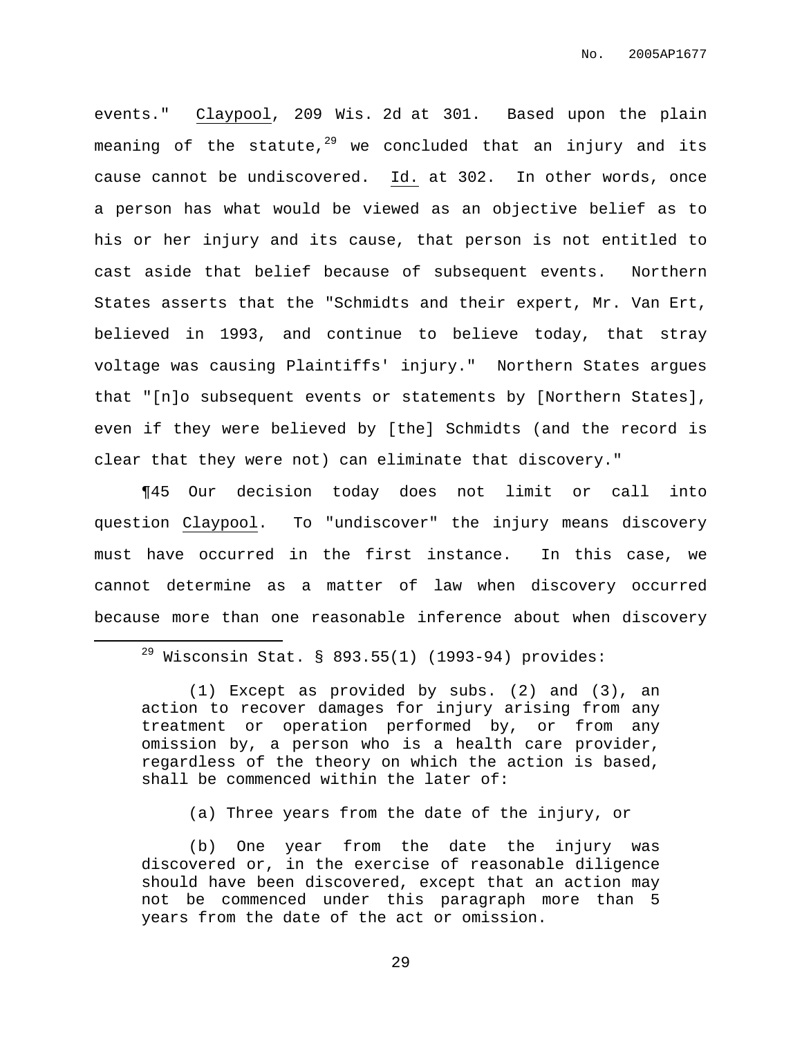events." Claypool, 209 Wis. 2d at 301. Based upon the plain meaning of the statute,[29] we concluded that an injury and its cause cannot be undiscovered. Id. at 302. In other words, once a person has what would be viewed as an objective belief as to his or her injury and its cause, that person is not entitled to cast aside that belief because of subsequent events. Northern States asserts that the "Schmidts and their expert, Mr. Van Ert, believed in 1993, and continue to believe today, that stray voltage was causing Plaintiffs' injury." Northern States argues that "[n]o subsequent events or statements by [Northern States], even if they were believed by [the] Schmidts (and the record is clear that they were not) can eliminate that discovery."

¶45 Our decision today does not limit or call into question Claypool. To "undiscover" the injury means discovery must have occurred in the first instance. In this case, we cannot determine as a matter of law when discovery occurred because more than one reasonable inference about when discovery

---

[29] Wisconsin Stat. § 893.55(1) (1993-94) provides:

> (1) Except as provided by subs. (2) and (3), an action to recover damages for injury arising from any treatment or operation performed by, or from any omission by, a person who is a health care provider, regardless of the theory on which the action is based, shall be commenced within the later of:
>
> (a) Three years from the date of the injury, or
>
> (b) One year from the date the injury was discovered or, in the exercise of reasonable diligence should have been discovered, except that an action may not be commenced under this paragraph more than 5 years from the date of the act or omission.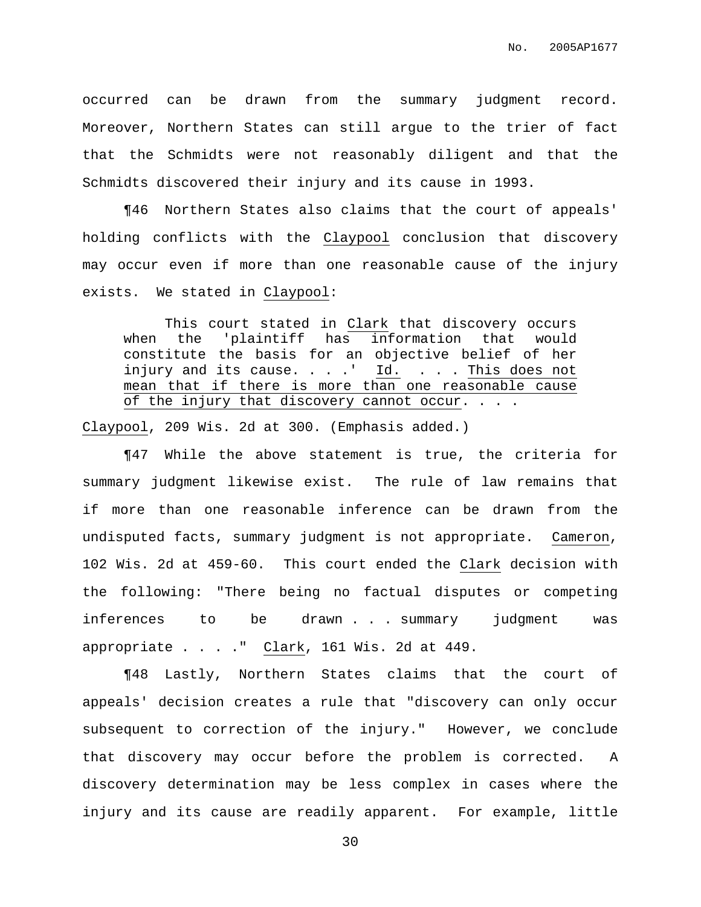occurred can be drawn from the summary judgment record. Moreover, Northern States can still argue to the trier of fact that the Schmidts were not reasonably diligent and that the Schmidts discovered their injury and its cause in 1993.

¶46 Northern States also claims that the court of appeals' holding conflicts with the Claypool conclusion that discovery may occur even if more than one reasonable cause of the injury exists. We stated in Claypool:

> This court stated in Clark that discovery occurs when the 'plaintiff has information that would constitute the basis for an objective belief of her injury and its cause. . . .' Id. . . . This does not mean that if there is more than one reasonable cause of the injury that discovery cannot occur. . . .

Claypool, 209 Wis. 2d at 300. (Emphasis added.)

¶47 While the above statement is true, the criteria for summary judgment likewise exist. The rule of law remains that if more than one reasonable inference can be drawn from the undisputed facts, summary judgment is not appropriate. Cameron, 102 Wis. 2d at 459-60. This court ended the Clark decision with the following: "There being no factual disputes or competing inferences to be drawn . . . summary judgment was appropriate . . . ." Clark, 161 Wis. 2d at 449.

¶48 Lastly, Northern States claims that the court of appeals' decision creates a rule that "discovery can only occur subsequent to correction of the injury." However, we conclude that discovery may occur before the problem is corrected. A discovery determination may be less complex in cases where the injury and its cause are readily apparent. For example, little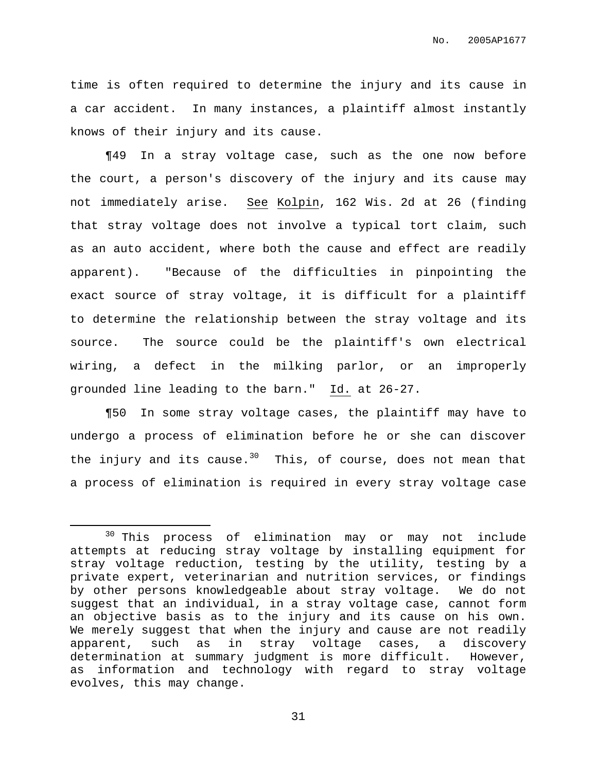time is often required to determine the injury and its cause in a car accident. In many instances, a plaintiff almost instantly knows of their injury and its cause.

¶49 In a stray voltage case, such as the one now before the court, a person's discovery of the injury and its cause may not immediately arise. See Kolpin, 162 Wis. 2d at 26 (finding that stray voltage does not involve a typical tort claim, such as an auto accident, where both the cause and effect are readily apparent). "Because of the difficulties in pinpointing the exact source of stray voltage, it is difficult for a plaintiff to determine the relationship between the stray voltage and its source. The source could be the plaintiff's own electrical wiring, a defect in the milking parlor, or an improperly grounded line leading to the barn." Id. at 26-27.

¶50 In some stray voltage cases, the plaintiff may have to undergo a process of elimination before he or she can discover the injury and its cause.[30] This, of course, does not mean that a process of elimination is required in every stray voltage case

---

[30] This process of elimination may or may not include attempts at reducing stray voltage by installing equipment for stray voltage reduction, testing by the utility, testing by a private expert, veterinarian and nutrition services, or findings by other persons knowledgeable about stray voltage. We do not suggest that an individual, in a stray voltage case, cannot form an objective basis as to the injury and its cause on his own. We merely suggest that when the injury and cause are not readily apparent, such as in stray voltage cases, a discovery determination at summary judgment is more difficult. However, as information and technology with regard to stray voltage evolves, this may change.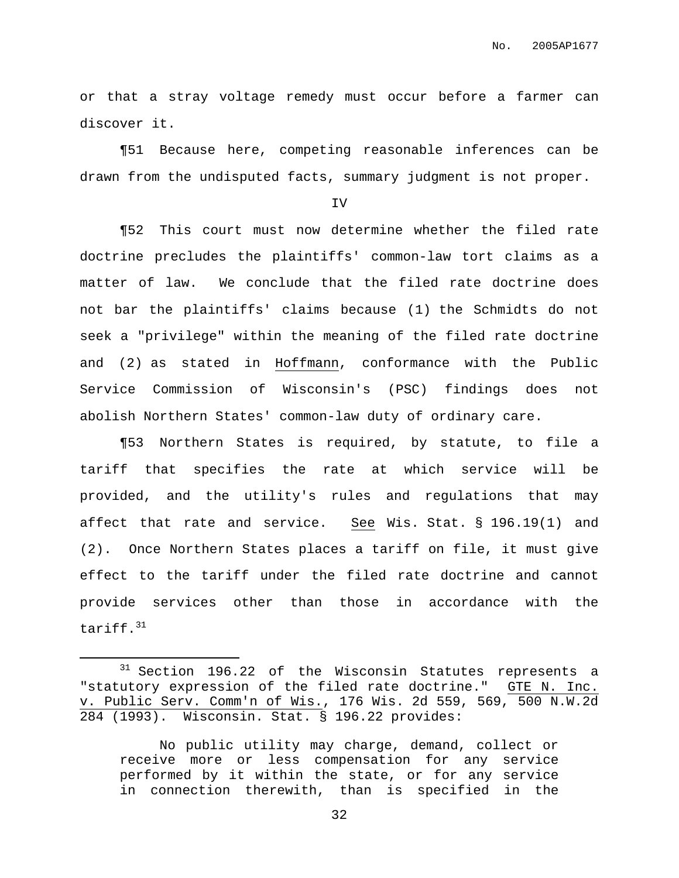or that a stray voltage remedy must occur before a farmer can discover it.

¶51 Because here, competing reasonable inferences can be drawn from the undisputed facts, summary judgment is not proper.

IV

¶52 This court must now determine whether the filed rate doctrine precludes the plaintiffs' common-law tort claims as a matter of law. We conclude that the filed rate doctrine does not bar the plaintiffs' claims because (1) the Schmidts do not seek a "privilege" within the meaning of the filed rate doctrine and (2) as stated in Hoffmann, conformance with the Public Service Commission of Wisconsin's (PSC) findings does not abolish Northern States' common-law duty of ordinary care.

¶53 Northern States is required, by statute, to file a tariff that specifies the rate at which service will be provided, and the utility's rules and regulations that may affect that rate and service. See Wis. Stat. § 196.19(1) and (2). Once Northern States places a tariff on file, it must give effect to the tariff under the filed rate doctrine and cannot provide services other than those in accordance with the tariff.[31]

---

[31] Section 196.22 of the Wisconsin Statutes represents a "statutory expression of the filed rate doctrine." GTE N. Inc. v. Public Serv. Comm'n of Wis., 176 Wis. 2d 559, 569, 500 N.W.2d 284 (1993). Wisconsin. Stat. § 196.22 provides:

> No public utility may charge, demand, collect or receive more or less compensation for any service performed by it within the state, or for any service in connection therewith, than is specified in the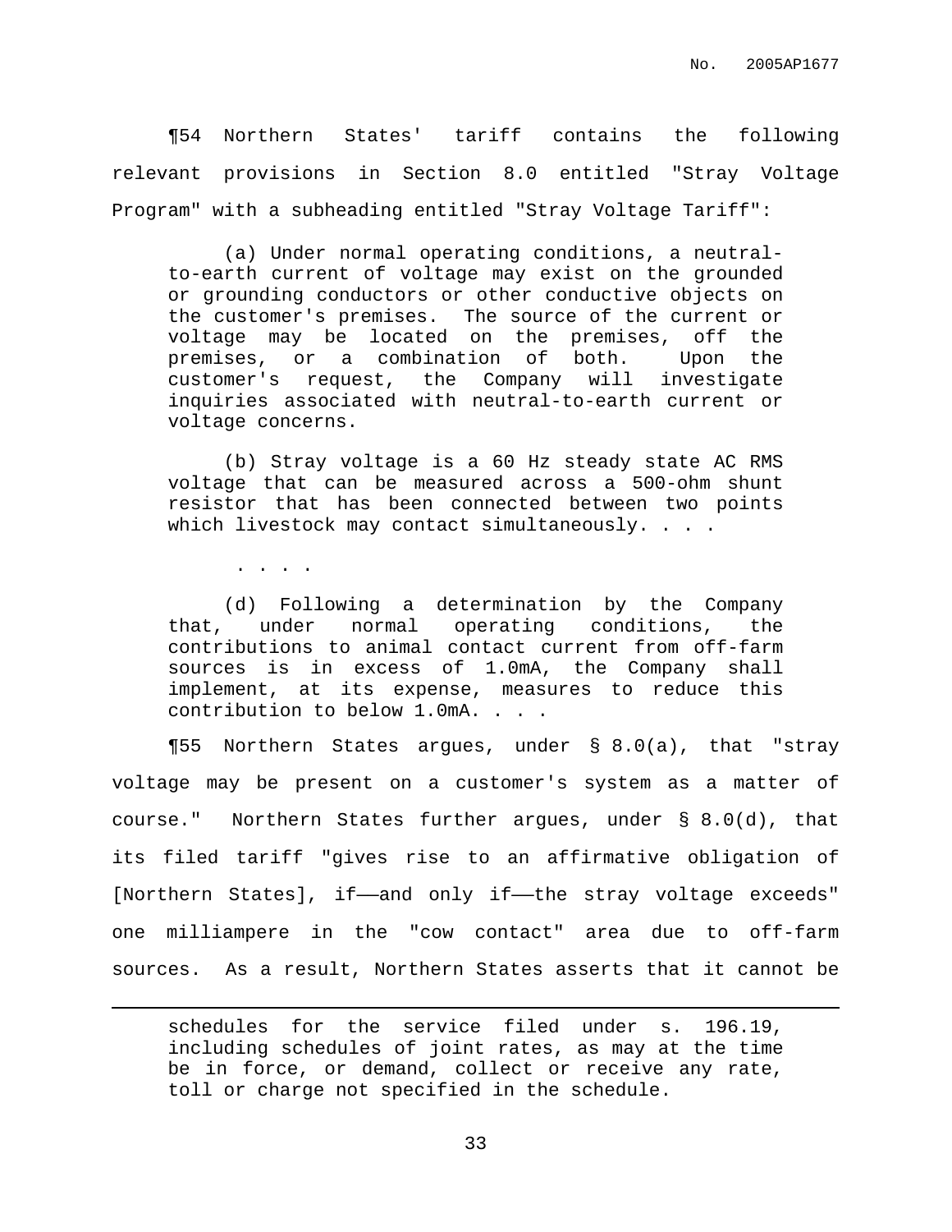¶54 Northern States' tariff contains the following relevant provisions in Section 8.0 entitled "Stray Voltage Program" with a subheading entitled "Stray Voltage Tariff":

> (a) Under normal operating conditions, a neutral-to-earth current of voltage may exist on the grounded or grounding conductors or other conductive objects on the customer's premises. The source of the current or voltage may be located on the premises, off the premises, or a combination of both. Upon the customer's request, the Company will investigate inquiries associated with neutral-to-earth current or voltage concerns.
>
> (b) Stray voltage is a 60 Hz steady state AC RMS voltage that can be measured across a 500-ohm shunt resistor that has been connected between two points which livestock may contact simultaneously. . . .
>
> . . . .
>
> (d) Following a determination by the Company that, under normal operating conditions, the contributions to animal contact current from off-farm sources is in excess of 1.0mA, the Company shall implement, at its expense, measures to reduce this contribution to below 1.0mA. . . .

¶55 Northern States argues, under § 8.0(a), that "stray voltage may be present on a customer's system as a matter of course." Northern States further argues, under § 8.0(d), that its filed tariff "gives rise to an affirmative obligation of [Northern States], if——and only if——the stray voltage exceeds" one milliampere in the "cow contact" area due to off-farm sources. As a result, Northern States asserts that it cannot be

---

> schedules for the service filed under s. 196.19, including schedules of joint rates, as may at the time be in force, or demand, collect or receive any rate, toll or charge not specified in the schedule.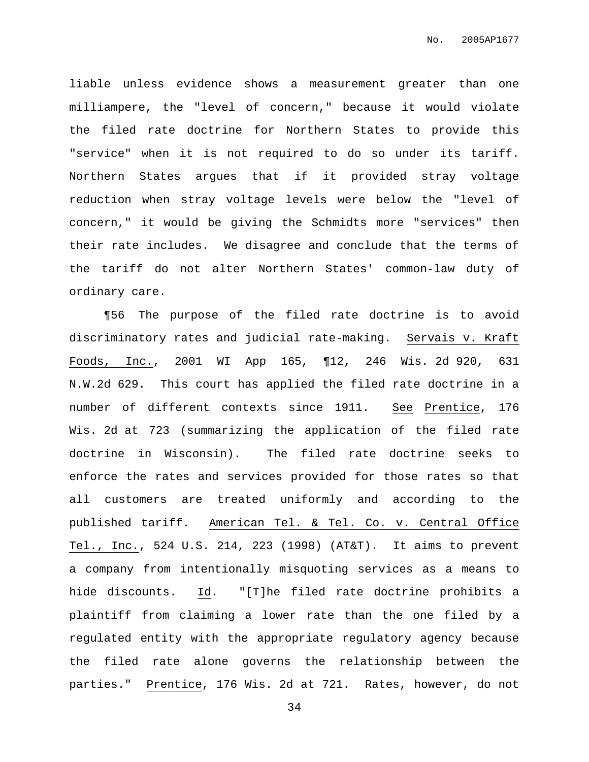liable unless evidence shows a measurement greater than one milliampere, the "level of concern," because it would violate the filed rate doctrine for Northern States to provide this "service" when it is not required to do so under its tariff. Northern States argues that if it provided stray voltage reduction when stray voltage levels were below the "level of concern," it would be giving the Schmidts more "services" then their rate includes. We disagree and conclude that the terms of the tariff do not alter Northern States' common-law duty of ordinary care.

¶56 The purpose of the filed rate doctrine is to avoid discriminatory rates and judicial rate-making. Servais v. Kraft Foods, Inc., 2001 WI App 165, ¶12, 246 Wis. 2d 920, 631 N.W.2d 629. This court has applied the filed rate doctrine in a number of different contexts since 1911. See Prentice, 176 Wis. 2d at 723 (summarizing the application of the filed rate doctrine in Wisconsin). The filed rate doctrine seeks to enforce the rates and services provided for those rates so that all customers are treated uniformly and according to the published tariff. American Tel. & Tel. Co. v. Central Office Tel., Inc., 524 U.S. 214, 223 (1998) (AT&T). It aims to prevent a company from intentionally misquoting services as a means to hide discounts. Id. "[T]he filed rate doctrine prohibits a plaintiff from claiming a lower rate than the one filed by a regulated entity with the appropriate regulatory agency because the filed rate alone governs the relationship between the parties." Prentice, 176 Wis. 2d at 721. Rates, however, do not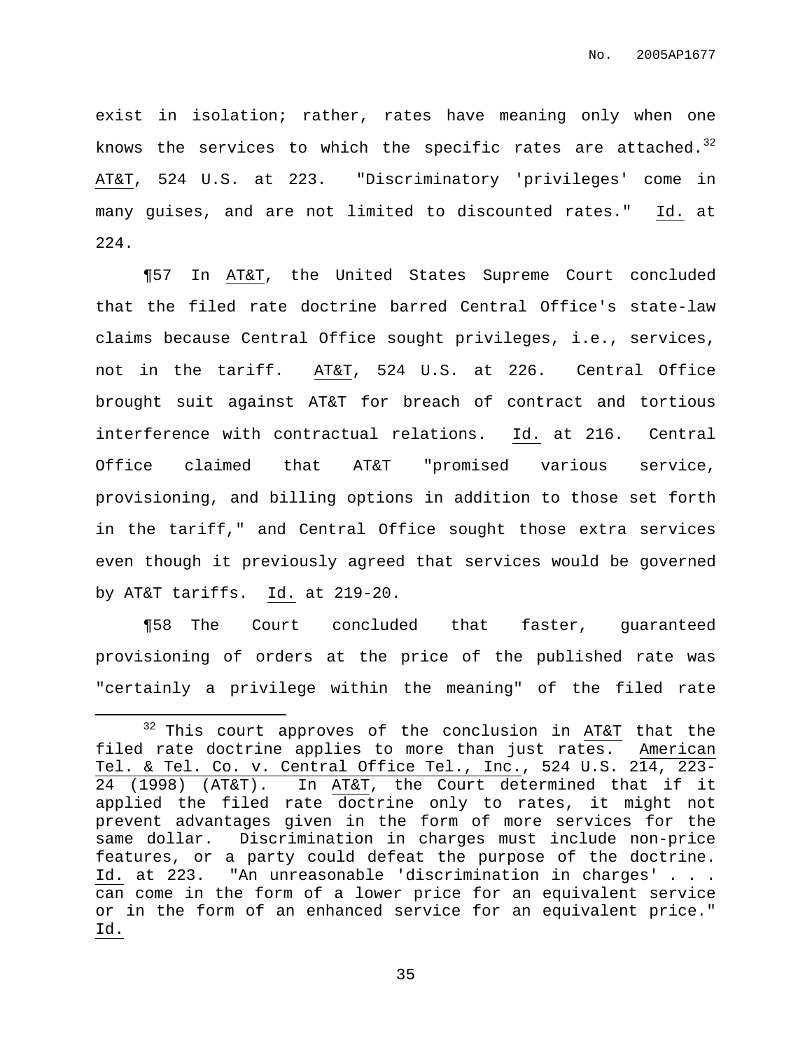exist in isolation; rather, rates have meaning only when one knows the services to which the specific rates are attached.[32] AT&T, 524 U.S. at 223. "Discriminatory 'privileges' come in many guises, and are not limited to discounted rates." Id. at 224.

¶57 In AT&T, the United States Supreme Court concluded that the filed rate doctrine barred Central Office's state-law claims because Central Office sought privileges, i.e., services, not in the tariff. AT&T, 524 U.S. at 226. Central Office brought suit against AT&T for breach of contract and tortious interference with contractual relations. Id. at 216. Central Office claimed that AT&T "promised various service, provisioning, and billing options in addition to those set forth in the tariff," and Central Office sought those extra services even though it previously agreed that services would be governed by AT&T tariffs. Id. at 219-20.

¶58 The Court concluded that faster, guaranteed provisioning of orders at the price of the published rate was "certainly a privilege within the meaning" of the filed rate

---

[32] This court approves of the conclusion in AT&T that the filed rate doctrine applies to more than just rates. American Tel. & Tel. Co. v. Central Office Tel., Inc., 524 U.S. 214, 223-24 (1998) (AT&T). In AT&T, the Court determined that if it applied the filed rate doctrine only to rates, it might not prevent advantages given in the form of more services for the same dollar. Discrimination in charges must include non-price features, or a party could defeat the purpose of the doctrine. Id. at 223. "An unreasonable 'discrimination in charges' . . . can come in the form of a lower price for an equivalent service or in the form of an enhanced service for an equivalent price." Id.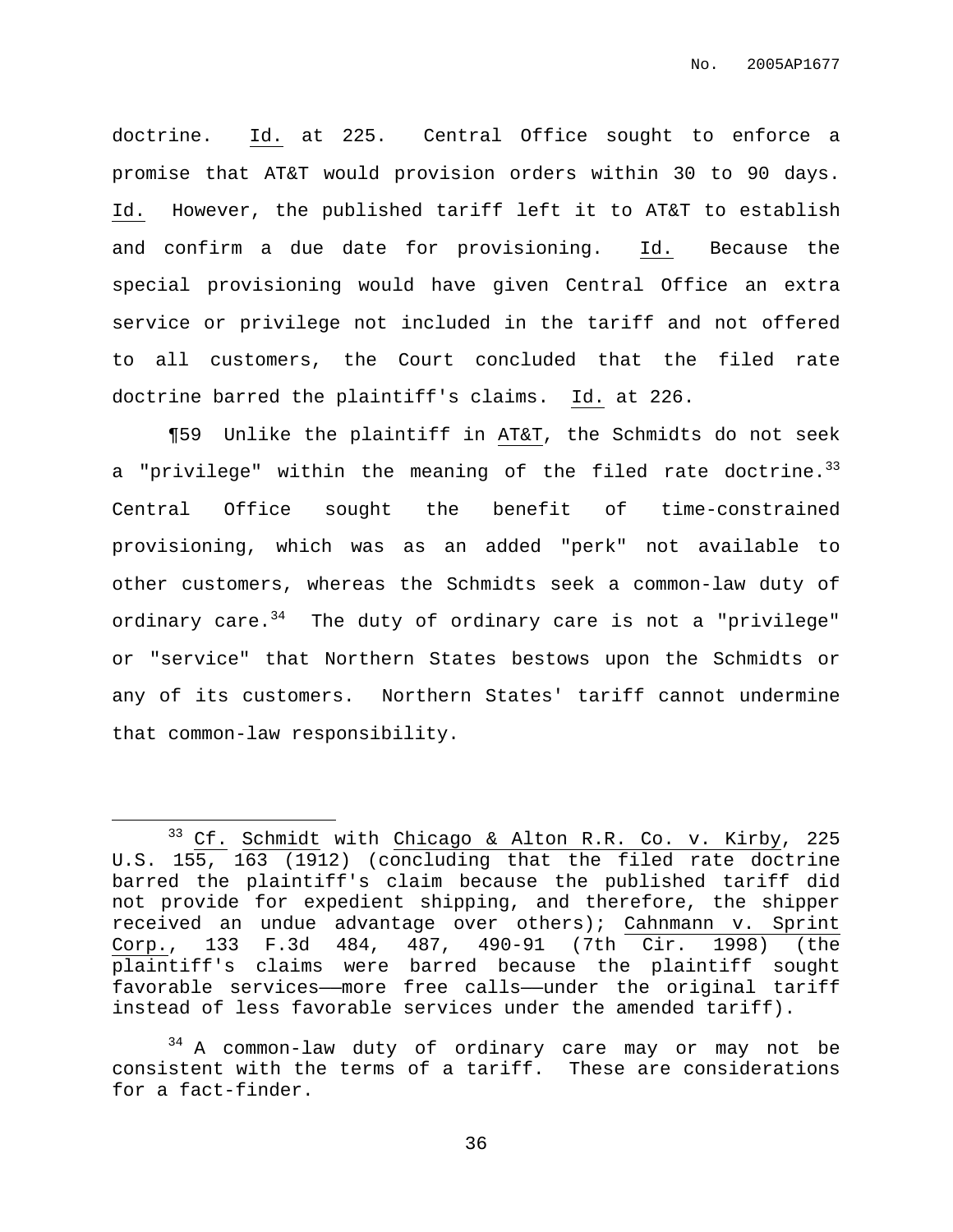doctrine. Id. at 225. Central Office sought to enforce a promise that AT&T would provision orders within 30 to 90 days. Id. However, the published tariff left it to AT&T to establish and confirm a due date for provisioning. Id. Because the special provisioning would have given Central Office an extra service or privilege not included in the tariff and not offered to all customers, the Court concluded that the filed rate doctrine barred the plaintiff's claims. Id. at 226.

¶59 Unlike the plaintiff in AT&T, the Schmidts do not seek a "privilege" within the meaning of the filed rate doctrine.[33] Central Office sought the benefit of time-constrained provisioning, which was as an added "perk" not available to other customers, whereas the Schmidts seek a common-law duty of ordinary care.[34] The duty of ordinary care is not a "privilege" or "service" that Northern States bestows upon the Schmidts or any of its customers. Northern States' tariff cannot undermine that common-law responsibility.

---

[33] Cf. Schmidt with Chicago & Alton R.R. Co. v. Kirby, 225 U.S. 155, 163 (1912) (concluding that the filed rate doctrine barred the plaintiff's claim because the published tariff did not provide for expedient shipping, and therefore, the shipper received an undue advantage over others); Cahnmann v. Sprint Corp., 133 F.3d 484, 487, 490-91 (7th Cir. 1998) (the plaintiff's claims were barred because the plaintiff sought favorable services——more free calls——under the original tariff instead of less favorable services under the amended tariff).

[34] A common-law duty of ordinary care may or may not be consistent with the terms of a tariff. These are considerations for a fact-finder.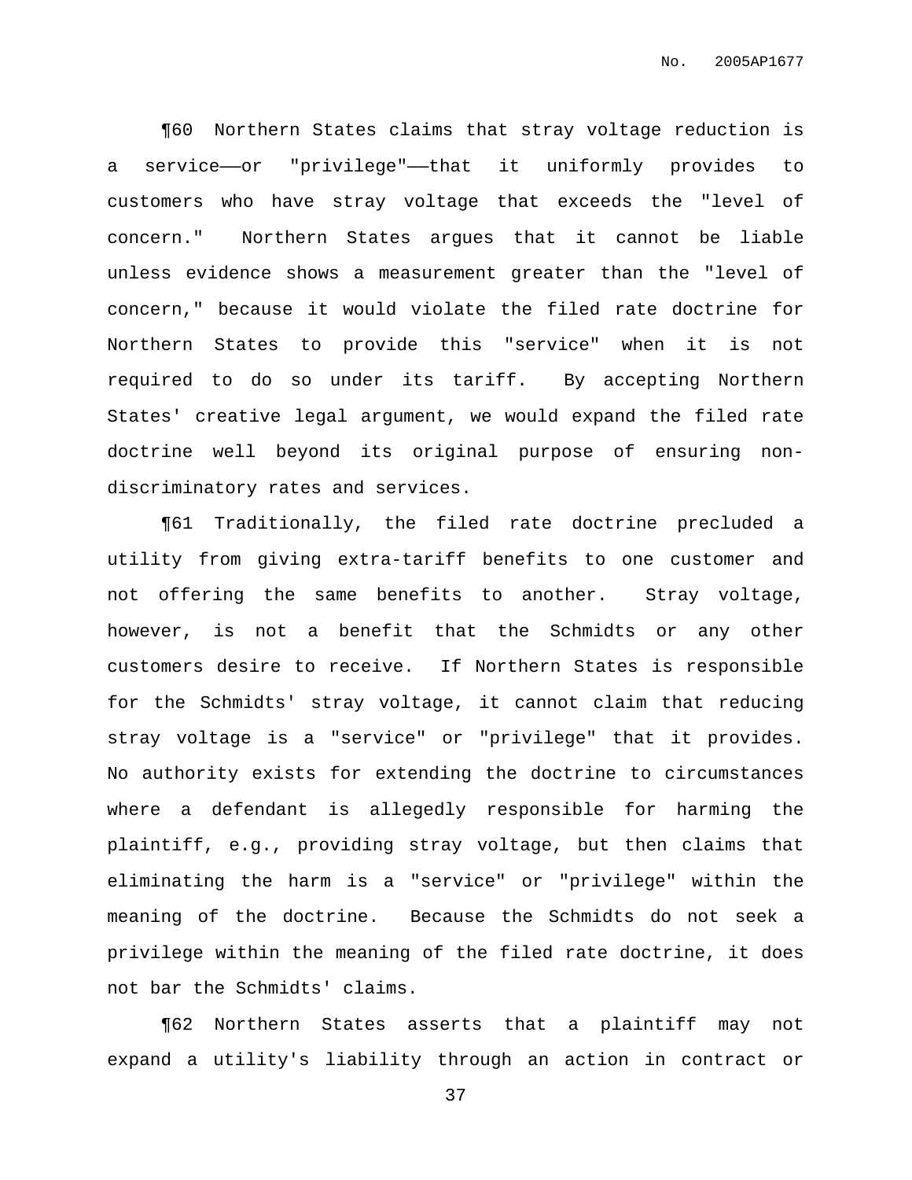¶60 Northern States claims that stray voltage reduction is a service——or "privilege"——that it uniformly provides to customers who have stray voltage that exceeds the "level of concern." Northern States argues that it cannot be liable unless evidence shows a measurement greater than the "level of concern," because it would violate the filed rate doctrine for Northern States to provide this "service" when it is not required to do so under its tariff. By accepting Northern States' creative legal argument, we would expand the filed rate doctrine well beyond its original purpose of ensuring non-discriminatory rates and services.

¶61 Traditionally, the filed rate doctrine precluded a utility from giving extra-tariff benefits to one customer and not offering the same benefits to another. Stray voltage, however, is not a benefit that the Schmidts or any other customers desire to receive. If Northern States is responsible for the Schmidts' stray voltage, it cannot claim that reducing stray voltage is a "service" or "privilege" that it provides. No authority exists for extending the doctrine to circumstances where a defendant is allegedly responsible for harming the plaintiff, e.g., providing stray voltage, but then claims that eliminating the harm is a "service" or "privilege" within the meaning of the doctrine. Because the Schmidts do not seek a privilege within the meaning of the filed rate doctrine, it does not bar the Schmidts' claims.

¶62 Northern States asserts that a plaintiff may not expand a utility's liability through an action in contract or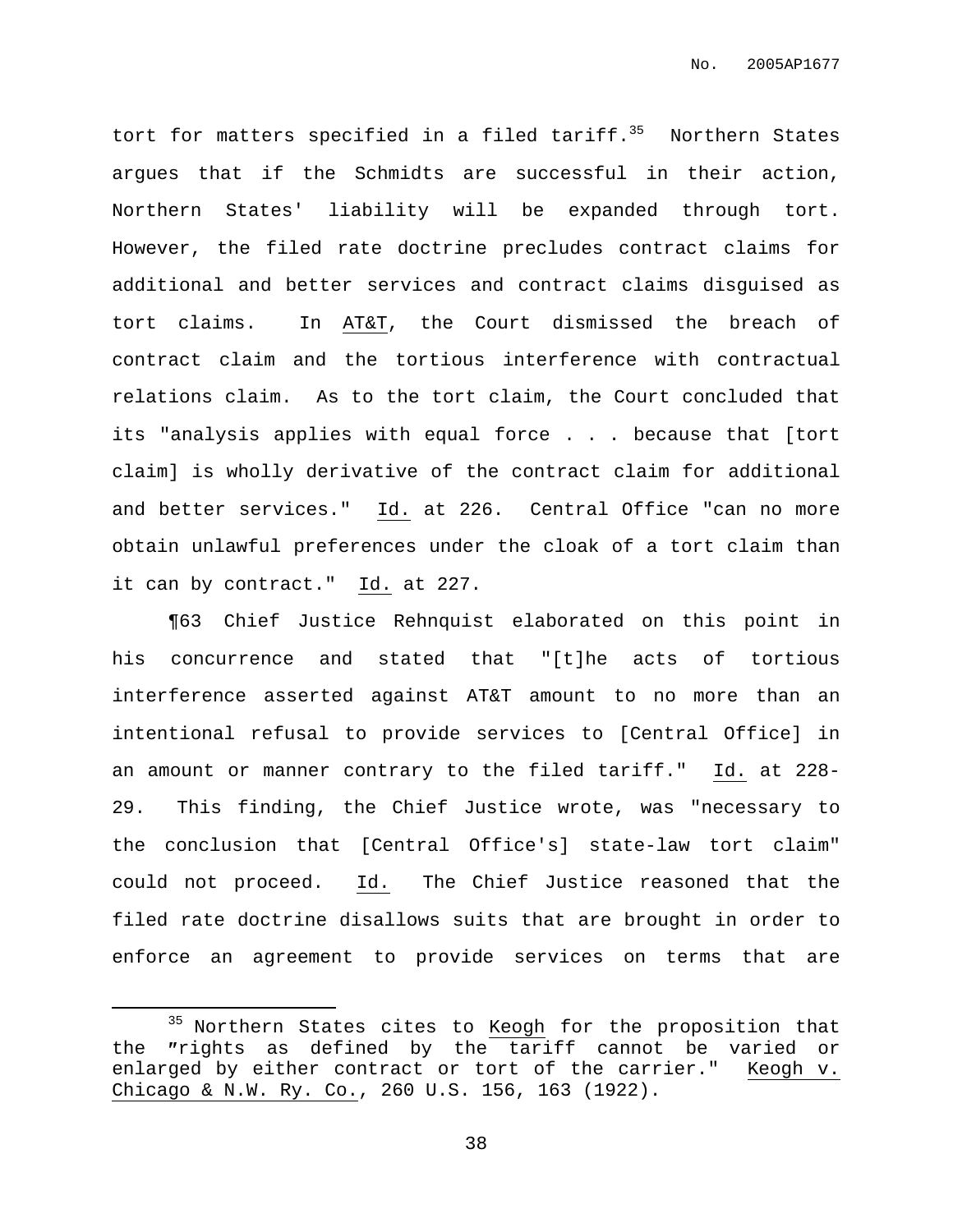tort for matters specified in a filed tariff.[35] Northern States argues that if the Schmidts are successful in their action, Northern States' liability will be expanded through tort. However, the filed rate doctrine precludes contract claims for additional and better services and contract claims disguised as tort claims. In AT&T, the Court dismissed the breach of contract claim and the tortious interference with contractual relations claim. As to the tort claim, the Court concluded that its "analysis applies with equal force . . . because that [tort claim] is wholly derivative of the contract claim for additional and better services." Id. at 226. Central Office "can no more obtain unlawful preferences under the cloak of a tort claim than it can by contract." Id. at 227.

¶63 Chief Justice Rehnquist elaborated on this point in his concurrence and stated that "[t]he acts of tortious interference asserted against AT&T amount to no more than an intentional refusal to provide services to [Central Office] in an amount or manner contrary to the filed tariff." Id. at 228-29. This finding, the Chief Justice wrote, was "necessary to the conclusion that [Central Office's] state-law tort claim" could not proceed. Id. The Chief Justice reasoned that the filed rate doctrine disallows suits that are brought in order to enforce an agreement to provide services on terms that are

[35] Northern States cites to Keogh for the proposition that the "rights as defined by the tariff cannot be varied or enlarged by either contract or tort of the carrier." Keogh v. Chicago & N.W. Ry. Co., 260 U.S. 156, 163 (1922).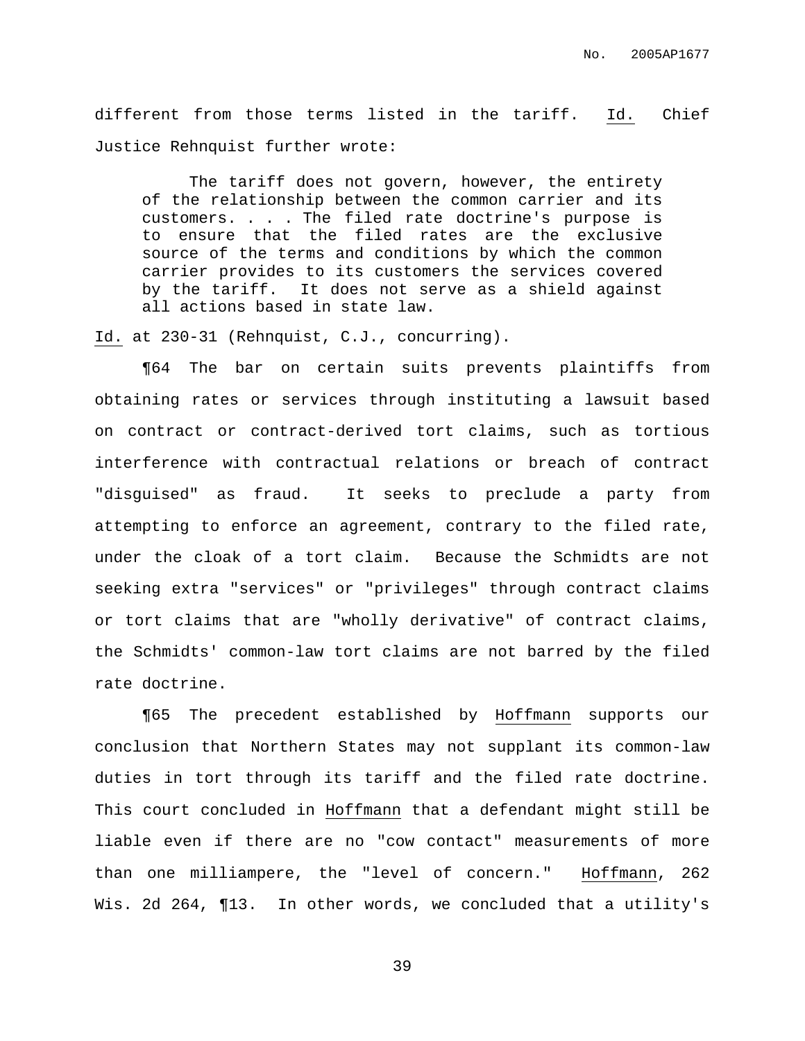different from those terms listed in the tariff. _Id._ Chief Justice Rehnquist further wrote:

> The tariff does not govern, however, the entirety of the relationship between the common carrier and its customers. . . . The filed rate doctrine's purpose is to ensure that the filed rates are the exclusive source of the terms and conditions by which the common carrier provides to its customers the services covered by the tariff. It does not serve as a shield against all actions based in state law.

_Id._ at 230-31 (Rehnquist, C.J., concurring).

¶64 The bar on certain suits prevents plaintiffs from obtaining rates or services through instituting a lawsuit based on contract or contract-derived tort claims, such as tortious interference with contractual relations or breach of contract "disguised" as fraud. It seeks to preclude a party from attempting to enforce an agreement, contrary to the filed rate, under the cloak of a tort claim. Because the Schmidts are not seeking extra "services" or "privileges" through contract claims or tort claims that are "wholly derivative" of contract claims, the Schmidts' common-law tort claims are not barred by the filed rate doctrine.

¶65 The precedent established by _Hoffmann_ supports our conclusion that Northern States may not supplant its common-law duties in tort through its tariff and the filed rate doctrine. This court concluded in _Hoffmann_ that a defendant might still be liable even if there are no "cow contact" measurements of more than one milliampere, the "level of concern." _Hoffmann_, 262 Wis. 2d 264, ¶13. In other words, we concluded that a utility's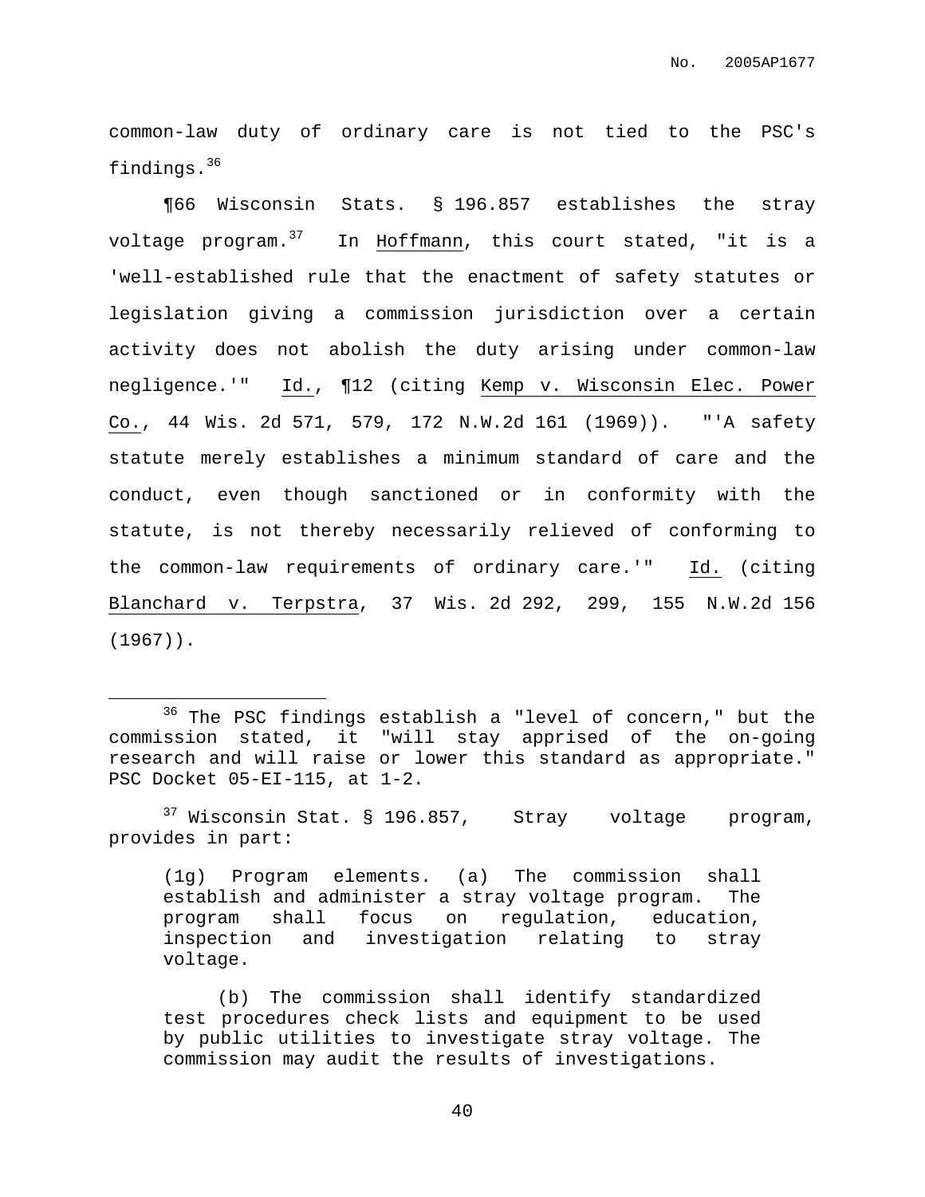common-law duty of ordinary care is not tied to the PSC's findings.[36]

¶66 Wisconsin Stats. § 196.857 establishes the stray voltage program.[37] In Hoffmann, this court stated, "it is a 'well-established rule that the enactment of safety statutes or legislation giving a commission jurisdiction over a certain activity does not abolish the duty arising under common-law negligence.'" Id., ¶12 (citing Kemp v. Wisconsin Elec. Power Co., 44 Wis. 2d 571, 579, 172 N.W.2d 161 (1969)). "'A safety statute merely establishes a minimum standard of care and the conduct, even though sanctioned or in conformity with the statute, is not thereby necessarily relieved of conforming to the common-law requirements of ordinary care.'" Id. (citing Blanchard v. Terpstra, 37 Wis. 2d 292, 299, 155 N.W.2d 156 (1967)).

---

[36] The PSC findings establish a "level of concern," but the commission stated, it "will stay apprised of the on-going research and will raise or lower this standard as appropriate." PSC Docket 05-EI-115, at 1-2.

[37] Wisconsin Stat. § 196.857, Stray voltage program, provides in part:

> (1g) Program elements. (a) The commission shall establish and administer a stray voltage program. The program shall focus on regulation, education, inspection and investigation relating to stray voltage.
>
> (b) The commission shall identify standardized test procedures check lists and equipment to be used by public utilities to investigate stray voltage. The commission may audit the results of investigations.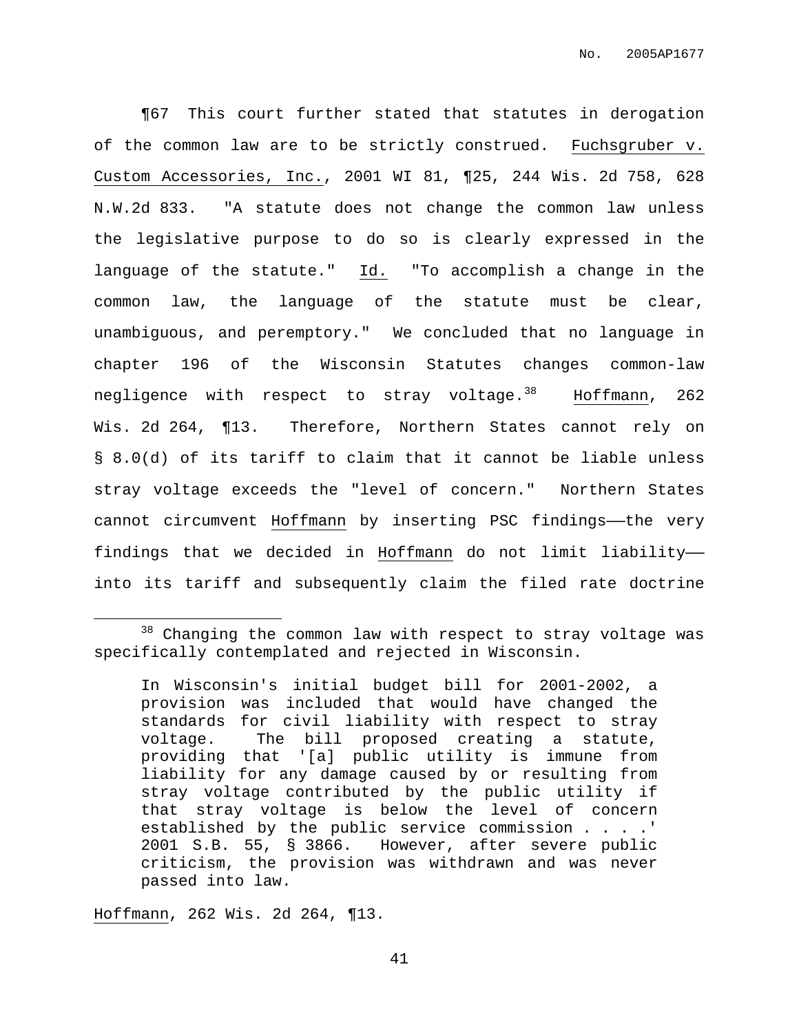¶67 This court further stated that statutes in derogation of the common law are to be strictly construed. Fuchsgruber v. Custom Accessories, Inc., 2001 WI 81, ¶25, 244 Wis. 2d 758, 628 N.W.2d 833. "A statute does not change the common law unless the legislative purpose to do so is clearly expressed in the language of the statute." Id. "To accomplish a change in the common law, the language of the statute must be clear, unambiguous, and peremptory." We concluded that no language in chapter 196 of the Wisconsin Statutes changes common-law negligence with respect to stray voltage.[38] Hoffmann, 262 Wis. 2d 264, ¶13. Therefore, Northern States cannot rely on § 8.0(d) of its tariff to claim that it cannot be liable unless stray voltage exceeds the "level of concern." Northern States cannot circumvent Hoffmann by inserting PSC findings——the very findings that we decided in Hoffmann do not limit liability—— into its tariff and subsequently claim the filed rate doctrine

---

[38] Changing the common law with respect to stray voltage was specifically contemplated and rejected in Wisconsin.

> In Wisconsin's initial budget bill for 2001-2002, a provision was included that would have changed the standards for civil liability with respect to stray voltage. The bill proposed creating a statute, providing that '[a] public utility is immune from liability for any damage caused by or resulting from stray voltage contributed by the public utility if that stray voltage is below the level of concern established by the public service commission . . . .' 2001 S.B. 55, § 3866. However, after severe public criticism, the provision was withdrawn and was never passed into law.

Hoffmann, 262 Wis. 2d 264, ¶13.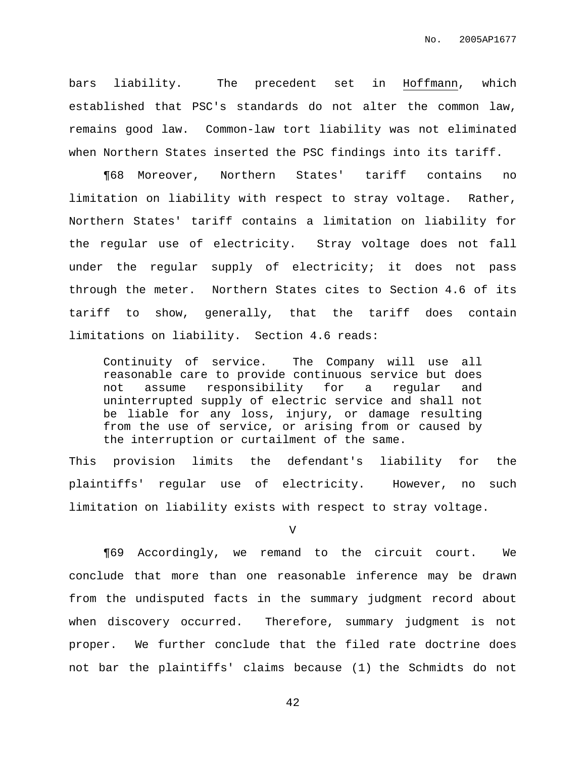bars liability. The precedent set in Hoffmann, which established that PSC's standards do not alter the common law, remains good law. Common-law tort liability was not eliminated when Northern States inserted the PSC findings into its tariff.

¶68 Moreover, Northern States' tariff contains no limitation on liability with respect to stray voltage. Rather, Northern States' tariff contains a limitation on liability for the regular use of electricity. Stray voltage does not fall under the regular supply of electricity; it does not pass through the meter. Northern States cites to Section 4.6 of its tariff to show, generally, that the tariff does contain limitations on liability. Section 4.6 reads:

> Continuity of service. The Company will use all reasonable care to provide continuous service but does not assume responsibility for a regular and uninterrupted supply of electric service and shall not be liable for any loss, injury, or damage resulting from the use of service, or arising from or caused by the interruption or curtailment of the same.

This provision limits the defendant's liability for the plaintiffs' regular use of electricity. However, no such limitation on liability exists with respect to stray voltage.

## V

¶69 Accordingly, we remand to the circuit court. We conclude that more than one reasonable inference may be drawn from the undisputed facts in the summary judgment record about when discovery occurred. Therefore, summary judgment is not proper. We further conclude that the filed rate doctrine does not bar the plaintiffs' claims because (1) the Schmidts do not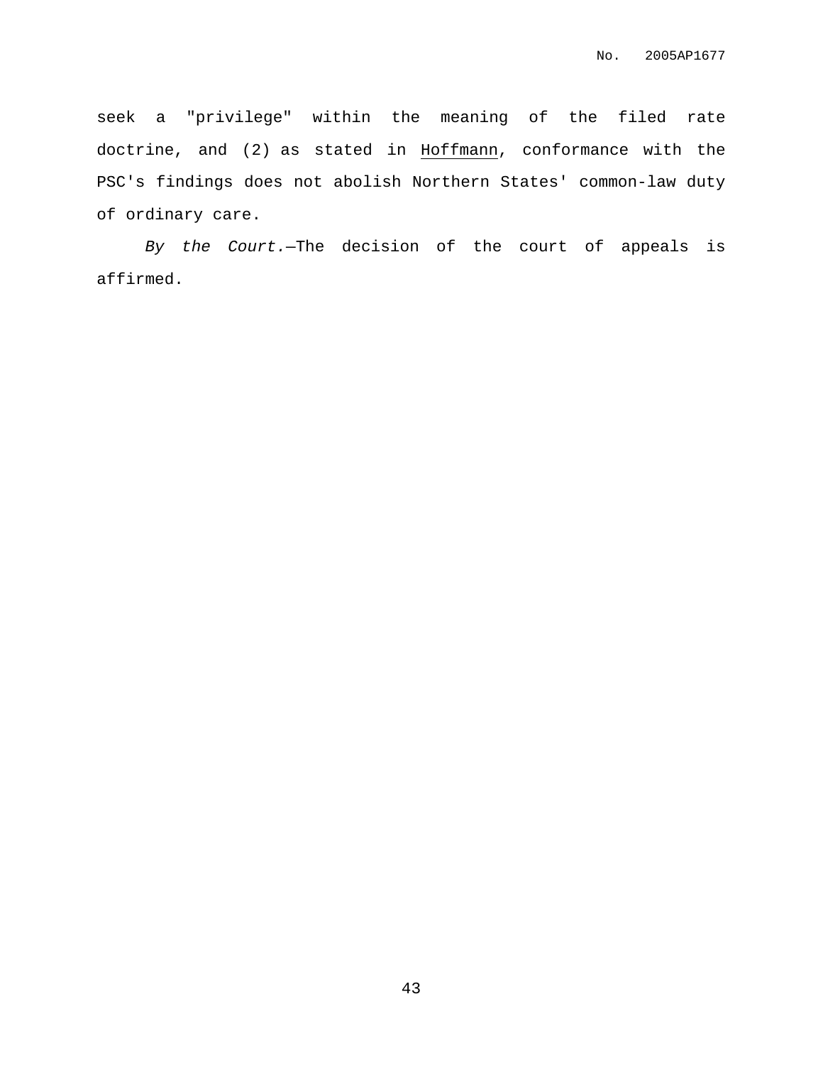seek a "privilege" within the meaning of the filed rate doctrine, and (2) as stated in Hoffmann, conformance with the PSC's findings does not abolish Northern States' common-law duty of ordinary care.

*By the Court.*—The decision of the court of appeals is affirmed.